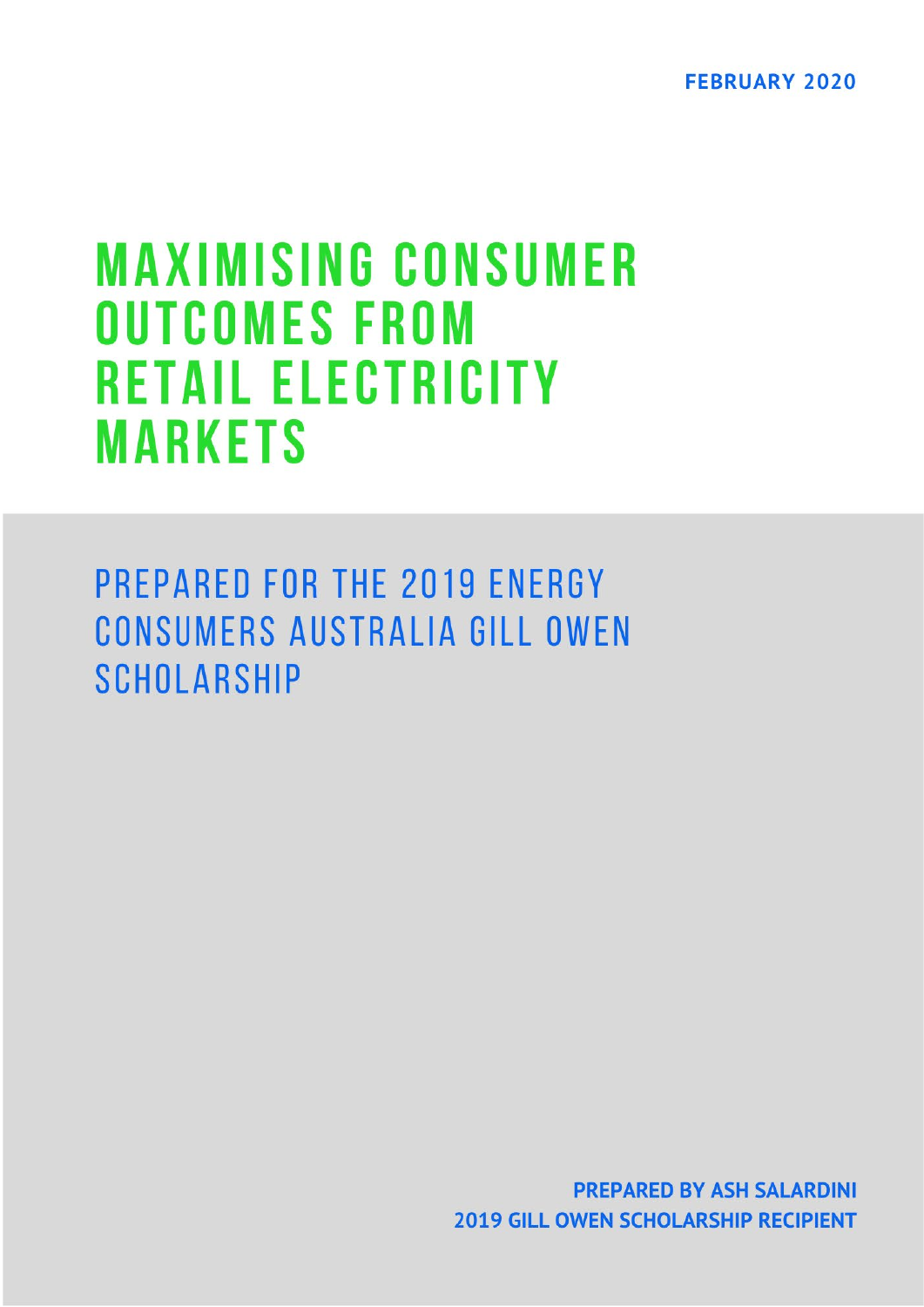**FEBRUARY 2020**

# MAXIMISING CONSUMER OUTCOMES FROM RETAIL ELECTRICITY MARKETS

## PREPARED FOR THE 2019 ENERGY CONSUMERS AUSTRALIA GILL OWEN SCHOLARSHIP

**PREPARED BY ASH SALARDINI**
**2019 GILL OWEN SCHOLARSHIP RECIPIENT**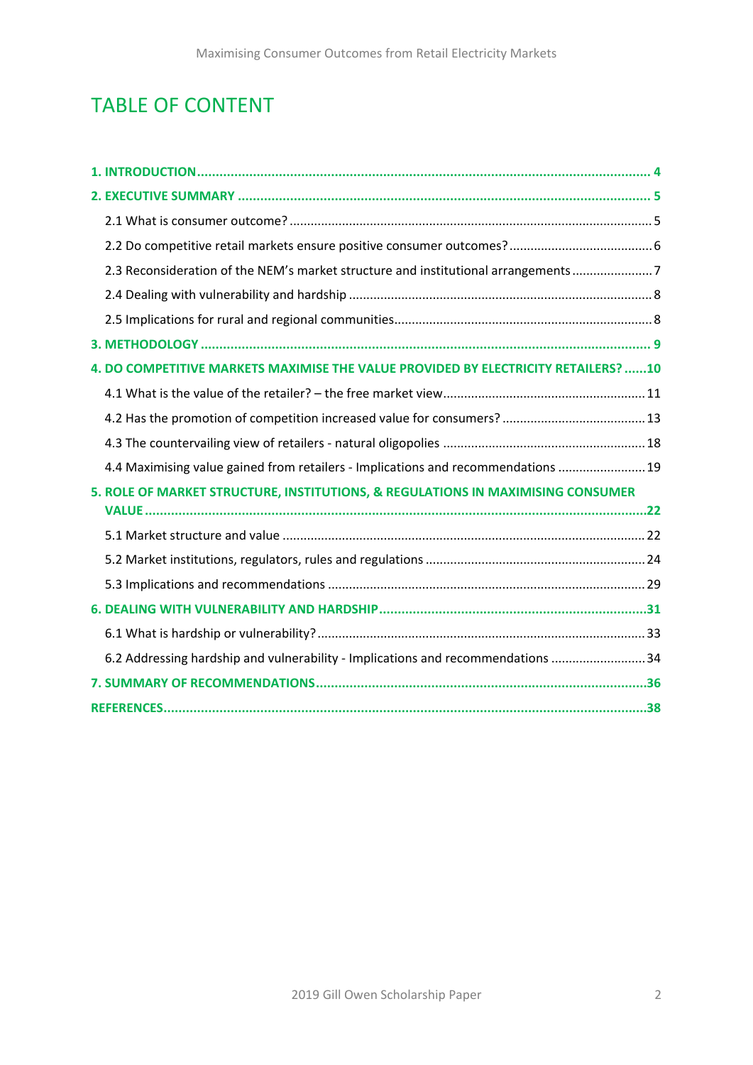# TABLE OF CONTENT

1. INTRODUCTION .......... 4
2. EXECUTIVE SUMMARY .......... 5
   - 2.1 What is consumer outcome? .......... 5
   - 2.2 Do competitive retail markets ensure positive consumer outcomes? .......... 6
   - 2.3 Reconsideration of the NEM's market structure and institutional arrangements .......... 7
   - 2.4 Dealing with vulnerability and hardship .......... 8
   - 2.5 Implications for rural and regional communities .......... 8
3. METHODOLOGY .......... 9
4. DO COMPETITIVE MARKETS MAXIMISE THE VALUE PROVIDED BY ELECTRICITY RETAILERS? .......... 10
   - 4.1 What is the value of the retailer? – the free market view .......... 11
   - 4.2 Has the promotion of competition increased value for consumers? .......... 13
   - 4.3 The countervailing view of retailers - natural oligopolies .......... 18
   - 4.4 Maximising value gained from retailers - Implications and recommendations .......... 19
5. ROLE OF MARKET STRUCTURE, INSTITUTIONS, & REGULATIONS IN MAXIMISING CONSUMER VALUE .......... 22
   - 5.1 Market structure and value .......... 22
   - 5.2 Market institutions, regulators, rules and regulations .......... 24
   - 5.3 Implications and recommendations .......... 29
6. DEALING WITH VULNERABILITY AND HARDSHIP .......... 31
   - 6.1 What is hardship or vulnerability? .......... 33
   - 6.2 Addressing hardship and vulnerability - Implications and recommendations .......... 34
7. SUMMARY OF RECOMMENDATIONS .......... 36

REFERENCES .......... 38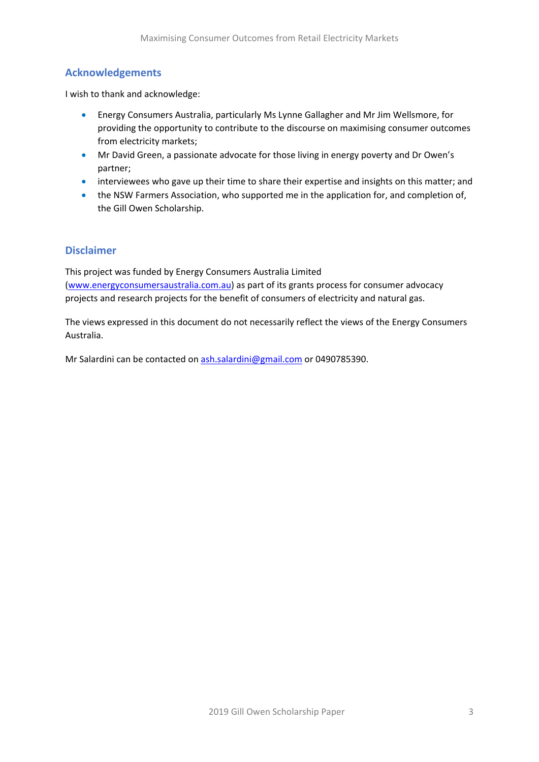## Acknowledgements

I wish to thank and acknowledge:

- Energy Consumers Australia, particularly Ms Lynne Gallagher and Mr Jim Wellsmore, for providing the opportunity to contribute to the discourse on maximising consumer outcomes from electricity markets;
- Mr David Green, a passionate advocate for those living in energy poverty and Dr Owen's partner;
- interviewees who gave up their time to share their expertise and insights on this matter; and
- the NSW Farmers Association, who supported me in the application for, and completion of, the Gill Owen Scholarship.

## Disclaimer

This project was funded by Energy Consumers Australia Limited (www.energyconsumersaustralia.com.au) as part of its grants process for consumer advocacy projects and research projects for the benefit of consumers of electricity and natural gas.

The views expressed in this document do not necessarily reflect the views of the Energy Consumers Australia.

Mr Salardini can be contacted on ash.salardini@gmail.com or 0490785390.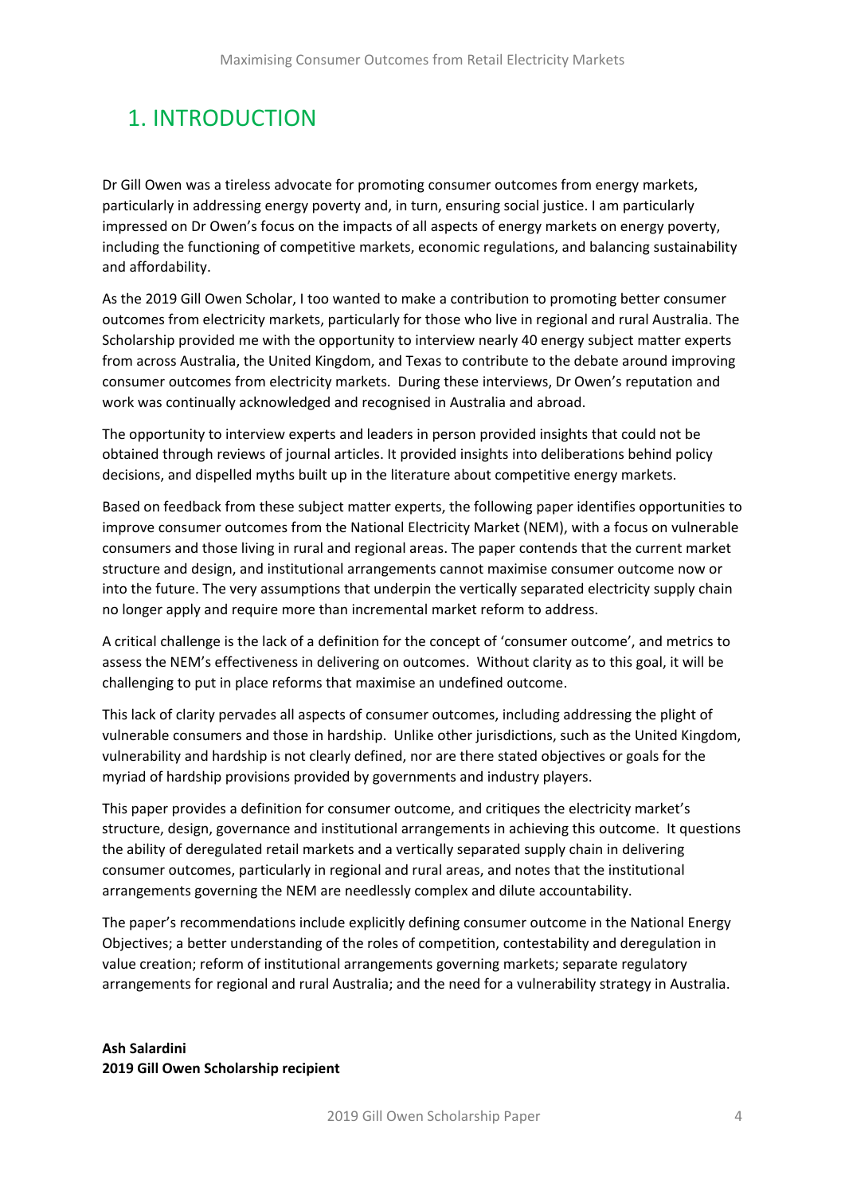# 1. INTRODUCTION

Dr Gill Owen was a tireless advocate for promoting consumer outcomes from energy markets, particularly in addressing energy poverty and, in turn, ensuring social justice. I am particularly impressed on Dr Owen's focus on the impacts of all aspects of energy markets on energy poverty, including the functioning of competitive markets, economic regulations, and balancing sustainability and affordability.

As the 2019 Gill Owen Scholar, I too wanted to make a contribution to promoting better consumer outcomes from electricity markets, particularly for those who live in regional and rural Australia. The Scholarship provided me with the opportunity to interview nearly 40 energy subject matter experts from across Australia, the United Kingdom, and Texas to contribute to the debate around improving consumer outcomes from electricity markets. During these interviews, Dr Owen's reputation and work was continually acknowledged and recognised in Australia and abroad.

The opportunity to interview experts and leaders in person provided insights that could not be obtained through reviews of journal articles. It provided insights into deliberations behind policy decisions, and dispelled myths built up in the literature about competitive energy markets.

Based on feedback from these subject matter experts, the following paper identifies opportunities to improve consumer outcomes from the National Electricity Market (NEM), with a focus on vulnerable consumers and those living in rural and regional areas. The paper contends that the current market structure and design, and institutional arrangements cannot maximise consumer outcome now or into the future. The very assumptions that underpin the vertically separated electricity supply chain no longer apply and require more than incremental market reform to address.

A critical challenge is the lack of a definition for the concept of 'consumer outcome', and metrics to assess the NEM's effectiveness in delivering on outcomes. Without clarity as to this goal, it will be challenging to put in place reforms that maximise an undefined outcome.

This lack of clarity pervades all aspects of consumer outcomes, including addressing the plight of vulnerable consumers and those in hardship. Unlike other jurisdictions, such as the United Kingdom, vulnerability and hardship is not clearly defined, nor are there stated objectives or goals for the myriad of hardship provisions provided by governments and industry players.

This paper provides a definition for consumer outcome, and critiques the electricity market's structure, design, governance and institutional arrangements in achieving this outcome. It questions the ability of deregulated retail markets and a vertically separated supply chain in delivering consumer outcomes, particularly in regional and rural areas, and notes that the institutional arrangements governing the NEM are needlessly complex and dilute accountability.

The paper's recommendations include explicitly defining consumer outcome in the National Energy Objectives; a better understanding of the roles of competition, contestability and deregulation in value creation; reform of institutional arrangements governing markets; separate regulatory arrangements for regional and rural Australia; and the need for a vulnerability strategy in Australia.

**Ash Salardini**
**2019 Gill Owen Scholarship recipient**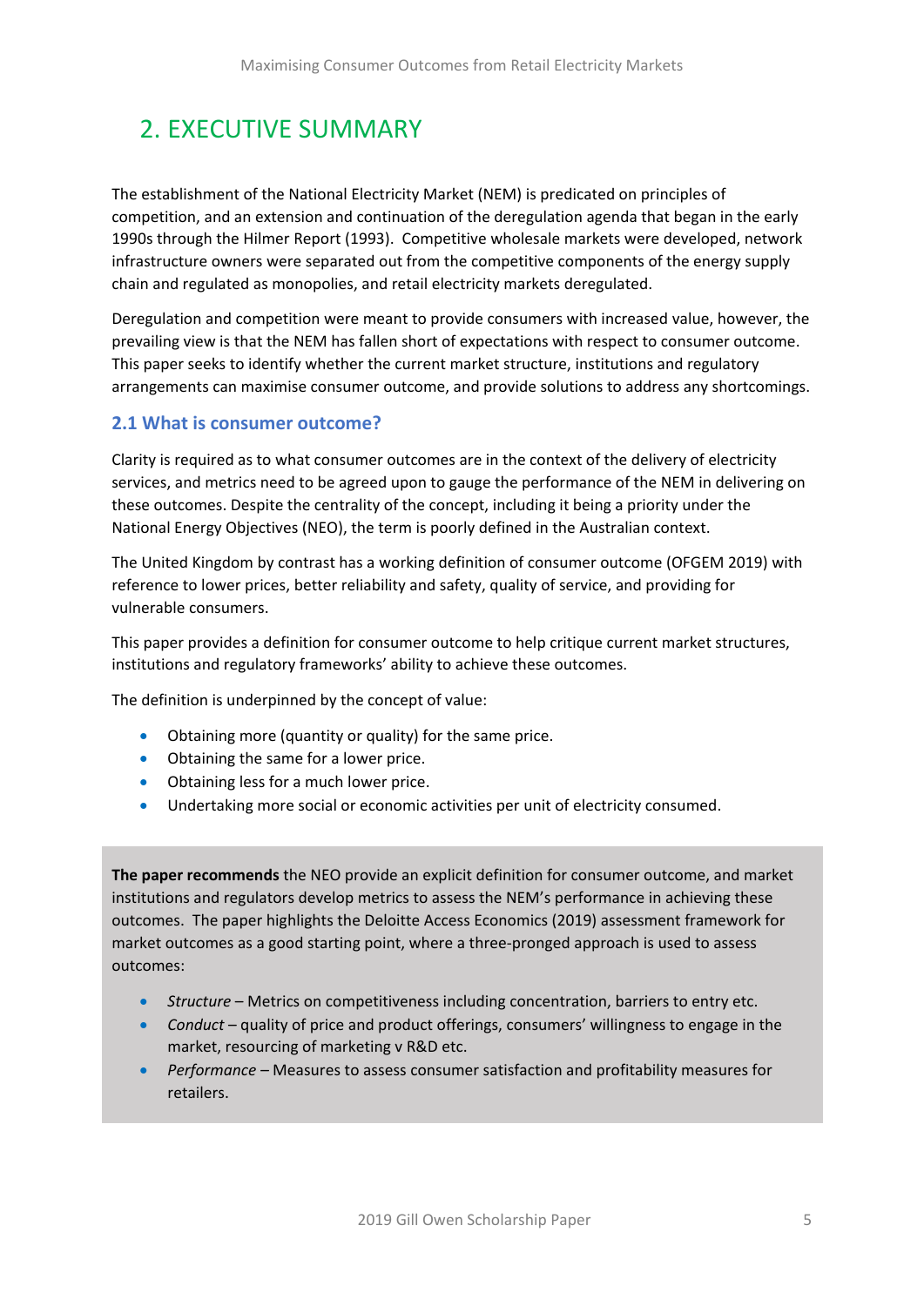# 2. EXECUTIVE SUMMARY

The establishment of the National Electricity Market (NEM) is predicated on principles of competition, and an extension and continuation of the deregulation agenda that began in the early 1990s through the Hilmer Report (1993). Competitive wholesale markets were developed, network infrastructure owners were separated out from the competitive components of the energy supply chain and regulated as monopolies, and retail electricity markets deregulated.

Deregulation and competition were meant to provide consumers with increased value, however, the prevailing view is that the NEM has fallen short of expectations with respect to consumer outcome. This paper seeks to identify whether the current market structure, institutions and regulatory arrangements can maximise consumer outcome, and provide solutions to address any shortcomings.

## 2.1 What is consumer outcome?

Clarity is required as to what consumer outcomes are in the context of the delivery of electricity services, and metrics need to be agreed upon to gauge the performance of the NEM in delivering on these outcomes. Despite the centrality of the concept, including it being a priority under the National Energy Objectives (NEO), the term is poorly defined in the Australian context.

The United Kingdom by contrast has a working definition of consumer outcome (OFGEM 2019) with reference to lower prices, better reliability and safety, quality of service, and providing for vulnerable consumers.

This paper provides a definition for consumer outcome to help critique current market structures, institutions and regulatory frameworks' ability to achieve these outcomes.

The definition is underpinned by the concept of value:

- Obtaining more (quantity or quality) for the same price.
- Obtaining the same for a lower price.
- Obtaining less for a much lower price.
- Undertaking more social or economic activities per unit of electricity consumed.

**The paper recommends** the NEO provide an explicit definition for consumer outcome, and market institutions and regulators develop metrics to assess the NEM's performance in achieving these outcomes. The paper highlights the Deloitte Access Economics (2019) assessment framework for market outcomes as a good starting point, where a three-pronged approach is used to assess outcomes:

- *Structure* – Metrics on competitiveness including concentration, barriers to entry etc.
- *Conduct* – quality of price and product offerings, consumers' willingness to engage in the market, resourcing of marketing v R&D etc.
- *Performance* – Measures to assess consumer satisfaction and profitability measures for retailers.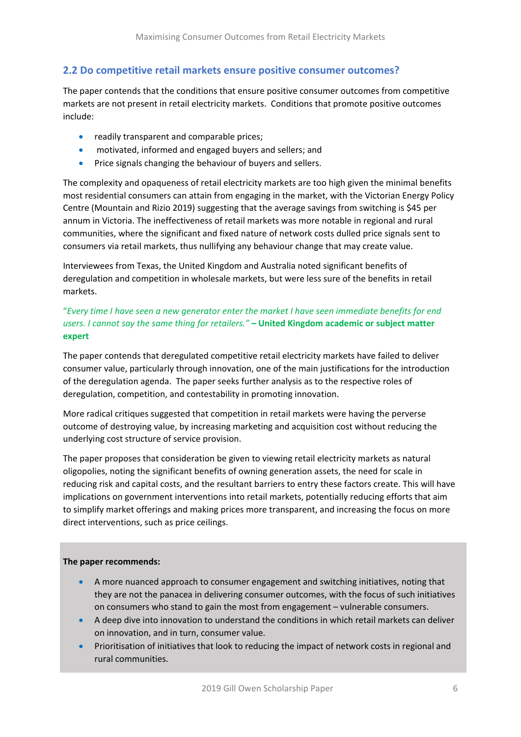## 2.2 Do competitive retail markets ensure positive consumer outcomes?

The paper contends that the conditions that ensure positive consumer outcomes from competitive markets are not present in retail electricity markets. Conditions that promote positive outcomes include:

- readily transparent and comparable prices;
- motivated, informed and engaged buyers and sellers; and
- Price signals changing the behaviour of buyers and sellers.

The complexity and opaqueness of retail electricity markets are too high given the minimal benefits most residential consumers can attain from engaging in the market, with the Victorian Energy Policy Centre (Mountain and Rizio 2019) suggesting that the average savings from switching is $45 per annum in Victoria. The ineffectiveness of retail markets was more notable in regional and rural communities, where the significant and fixed nature of network costs dulled price signals sent to consumers via retail markets, thus nullifying any behaviour change that may create value.

Interviewees from Texas, the United Kingdom and Australia noted significant benefits of deregulation and competition in wholesale markets, but were less sure of the benefits in retail markets.

*"Every time I have seen a new generator enter the market I have seen immediate benefits for end users. I cannot say the same thing for retailers."* **– United Kingdom academic or subject matter expert**

The paper contends that deregulated competitive retail electricity markets have failed to deliver consumer value, particularly through innovation, one of the main justifications for the introduction of the deregulation agenda. The paper seeks further analysis as to the respective roles of deregulation, competition, and contestability in promoting innovation.

More radical critiques suggested that competition in retail markets were having the perverse outcome of destroying value, by increasing marketing and acquisition cost without reducing the underlying cost structure of service provision.

The paper proposes that consideration be given to viewing retail electricity markets as natural oligopolies, noting the significant benefits of owning generation assets, the need for scale in reducing risk and capital costs, and the resultant barriers to entry these factors create. This will have implications on government interventions into retail markets, potentially reducing efforts that aim to simplify market offerings and making prices more transparent, and increasing the focus on more direct interventions, such as price ceilings.

**The paper recommends:**

- A more nuanced approach to consumer engagement and switching initiatives, noting that they are not the panacea in delivering consumer outcomes, with the focus of such initiatives on consumers who stand to gain the most from engagement – vulnerable consumers.
- A deep dive into innovation to understand the conditions in which retail markets can deliver on innovation, and in turn, consumer value.
- Prioritisation of initiatives that look to reducing the impact of network costs in regional and rural communities.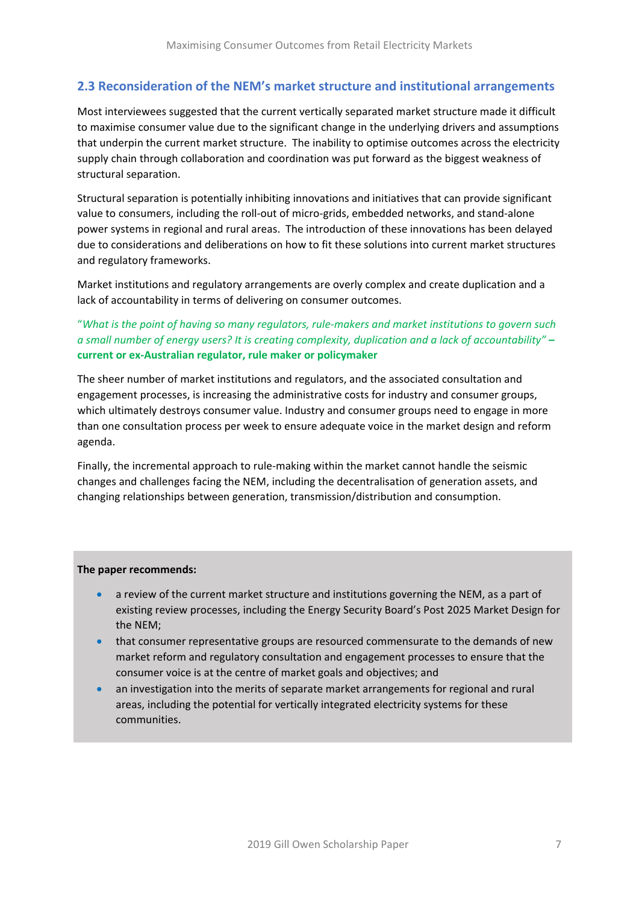## 2.3 Reconsideration of the NEM's market structure and institutional arrangements

Most interviewees suggested that the current vertically separated market structure made it difficult to maximise consumer value due to the significant change in the underlying drivers and assumptions that underpin the current market structure. The inability to optimise outcomes across the electricity supply chain through collaboration and coordination was put forward as the biggest weakness of structural separation.

Structural separation is potentially inhibiting innovations and initiatives that can provide significant value to consumers, including the roll-out of micro-grids, embedded networks, and stand-alone power systems in regional and rural areas. The introduction of these innovations has been delayed due to considerations and deliberations on how to fit these solutions into current market structures and regulatory frameworks.

Market institutions and regulatory arrangements are overly complex and create duplication and a lack of accountability in terms of delivering on consumer outcomes.

"*What is the point of having so many regulators, rule-makers and market institutions to govern such a small number of energy users? It is creating complexity, duplication and a lack of accountability"* **– current or ex-Australian regulator, rule maker or policymaker**

The sheer number of market institutions and regulators, and the associated consultation and engagement processes, is increasing the administrative costs for industry and consumer groups, which ultimately destroys consumer value. Industry and consumer groups need to engage in more than one consultation process per week to ensure adequate voice in the market design and reform agenda.

Finally, the incremental approach to rule-making within the market cannot handle the seismic changes and challenges facing the NEM, including the decentralisation of generation assets, and changing relationships between generation, transmission/distribution and consumption.

**The paper recommends:**

- a review of the current market structure and institutions governing the NEM, as a part of existing review processes, including the Energy Security Board's Post 2025 Market Design for the NEM;
- that consumer representative groups are resourced commensurate to the demands of new market reform and regulatory consultation and engagement processes to ensure that the consumer voice is at the centre of market goals and objectives; and
- an investigation into the merits of separate market arrangements for regional and rural areas, including the potential for vertically integrated electricity systems for these communities.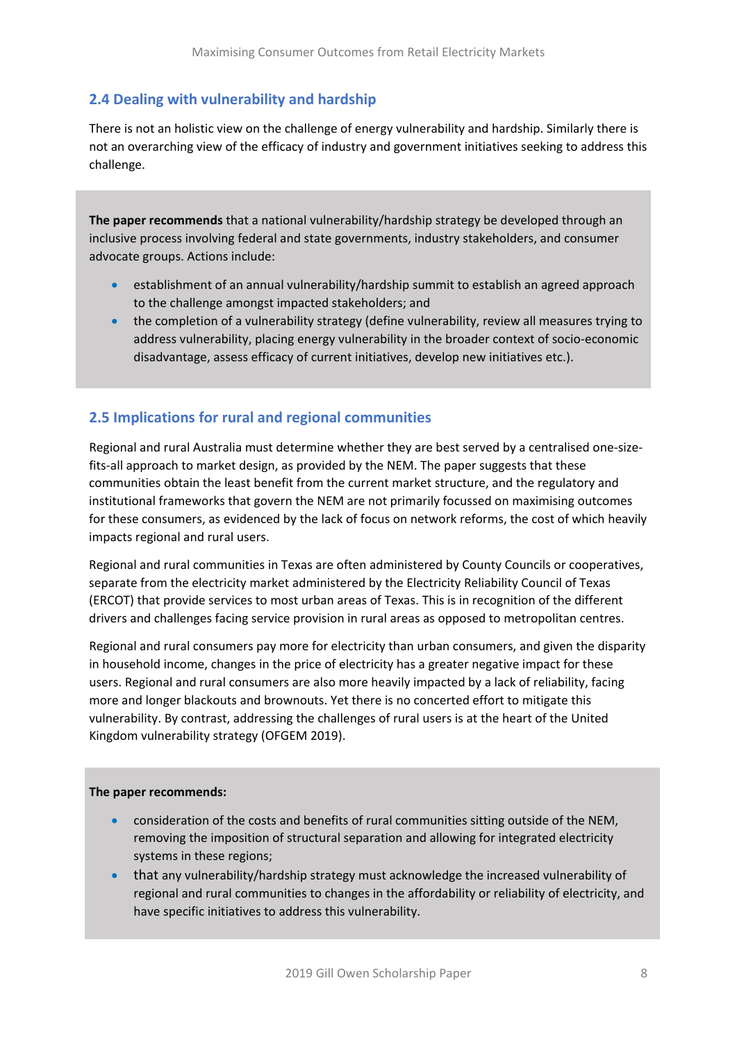## 2.4 Dealing with vulnerability and hardship

There is not an holistic view on the challenge of energy vulnerability and hardship. Similarly there is not an overarching view of the efficacy of industry and government initiatives seeking to address this challenge.

**The paper recommends** that a national vulnerability/hardship strategy be developed through an inclusive process involving federal and state governments, industry stakeholders, and consumer advocate groups. Actions include:

- establishment of an annual vulnerability/hardship summit to establish an agreed approach to the challenge amongst impacted stakeholders; and
- the completion of a vulnerability strategy (define vulnerability, review all measures trying to address vulnerability, placing energy vulnerability in the broader context of socio-economic disadvantage, assess efficacy of current initiatives, develop new initiatives etc.).

## 2.5 Implications for rural and regional communities

Regional and rural Australia must determine whether they are best served by a centralised one-size-fits-all approach to market design, as provided by the NEM. The paper suggests that these communities obtain the least benefit from the current market structure, and the regulatory and institutional frameworks that govern the NEM are not primarily focussed on maximising outcomes for these consumers, as evidenced by the lack of focus on network reforms, the cost of which heavily impacts regional and rural users.

Regional and rural communities in Texas are often administered by County Councils or cooperatives, separate from the electricity market administered by the Electricity Reliability Council of Texas (ERCOT) that provide services to most urban areas of Texas. This is in recognition of the different drivers and challenges facing service provision in rural areas as opposed to metropolitan centres.

Regional and rural consumers pay more for electricity than urban consumers, and given the disparity in household income, changes in the price of electricity has a greater negative impact for these users. Regional and rural consumers are also more heavily impacted by a lack of reliability, facing more and longer blackouts and brownouts. Yet there is no concerted effort to mitigate this vulnerability. By contrast, addressing the challenges of rural users is at the heart of the United Kingdom vulnerability strategy (OFGEM 2019).

**The paper recommends:**

- consideration of the costs and benefits of rural communities sitting outside of the NEM, removing the imposition of structural separation and allowing for integrated electricity systems in these regions;
- that any vulnerability/hardship strategy must acknowledge the increased vulnerability of regional and rural communities to changes in the affordability or reliability of electricity, and have specific initiatives to address this vulnerability.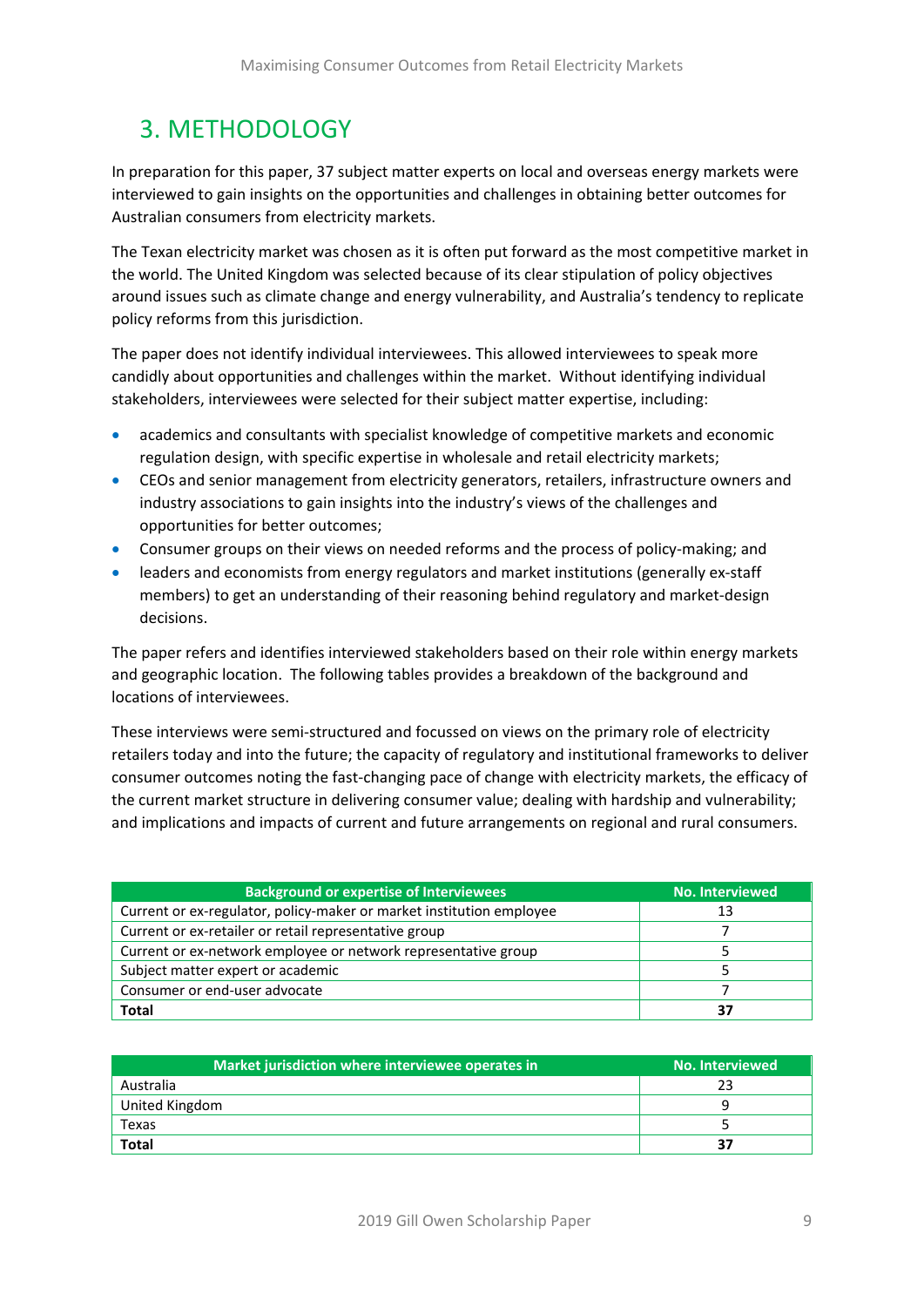## 3. METHODOLOGY

In preparation for this paper, 37 subject matter experts on local and overseas energy markets were interviewed to gain insights on the opportunities and challenges in obtaining better outcomes for Australian consumers from electricity markets.

The Texan electricity market was chosen as it is often put forward as the most competitive market in the world. The United Kingdom was selected because of its clear stipulation of policy objectives around issues such as climate change and energy vulnerability, and Australia's tendency to replicate policy reforms from this jurisdiction.

The paper does not identify individual interviewees. This allowed interviewees to speak more candidly about opportunities and challenges within the market. Without identifying individual stakeholders, interviewees were selected for their subject matter expertise, including:

- academics and consultants with specialist knowledge of competitive markets and economic regulation design, with specific expertise in wholesale and retail electricity markets;
- CEOs and senior management from electricity generators, retailers, infrastructure owners and industry associations to gain insights into the industry's views of the challenges and opportunities for better outcomes;
- Consumer groups on their views on needed reforms and the process of policy-making; and
- leaders and economists from energy regulators and market institutions (generally ex-staff members) to get an understanding of their reasoning behind regulatory and market-design decisions.

The paper refers and identifies interviewed stakeholders based on their role within energy markets and geographic location. The following tables provides a breakdown of the background and locations of interviewees.

These interviews were semi-structured and focussed on views on the primary role of electricity retailers today and into the future; the capacity of regulatory and institutional frameworks to deliver consumer outcomes noting the fast-changing pace of change with electricity markets, the efficacy of the current market structure in delivering consumer value; dealing with hardship and vulnerability; and implications and impacts of current and future arrangements on regional and rural consumers.

| Background or expertise of Interviewees | No. Interviewed |
|---|---|
| Current or ex-regulator, policy-maker or market institution employee | 13 |
| Current or ex-retailer or retail representative group | 7 |
| Current or ex-network employee or network representative group | 5 |
| Subject matter expert or academic | 5 |
| Consumer or end-user advocate | 7 |
| **Total** | **37** |

| Market jurisdiction where interviewee operates in | No. Interviewed |
|---|---|
| Australia | 23 |
| United Kingdom | 9 |
| Texas | 5 |
| **Total** | **37** |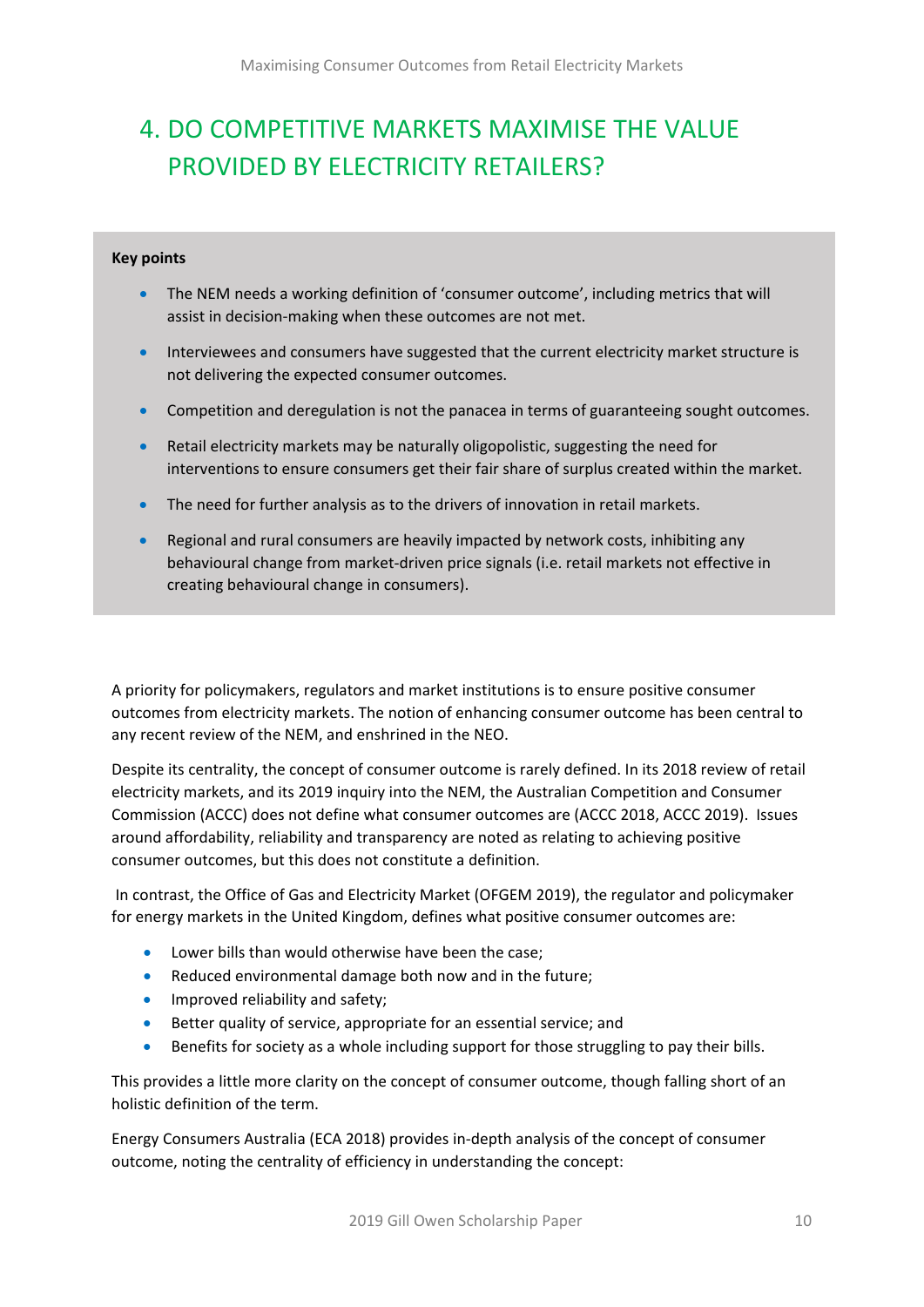# 4. DO COMPETITIVE MARKETS MAXIMISE THE VALUE PROVIDED BY ELECTRICITY RETAILERS?

**Key points**

- The NEM needs a working definition of 'consumer outcome', including metrics that will assist in decision-making when these outcomes are not met.
- Interviewees and consumers have suggested that the current electricity market structure is not delivering the expected consumer outcomes.
- Competition and deregulation is not the panacea in terms of guaranteeing sought outcomes.
- Retail electricity markets may be naturally oligopolistic, suggesting the need for interventions to ensure consumers get their fair share of surplus created within the market.
- The need for further analysis as to the drivers of innovation in retail markets.
- Regional and rural consumers are heavily impacted by network costs, inhibiting any behavioural change from market-driven price signals (i.e. retail markets not effective in creating behavioural change in consumers).

A priority for policymakers, regulators and market institutions is to ensure positive consumer outcomes from electricity markets. The notion of enhancing consumer outcome has been central to any recent review of the NEM, and enshrined in the NEO.

Despite its centrality, the concept of consumer outcome is rarely defined. In its 2018 review of retail electricity markets, and its 2019 inquiry into the NEM, the Australian Competition and Consumer Commission (ACCC) does not define what consumer outcomes are (ACCC 2018, ACCC 2019). Issues around affordability, reliability and transparency are noted as relating to achieving positive consumer outcomes, but this does not constitute a definition.

In contrast, the Office of Gas and Electricity Market (OFGEM 2019), the regulator and policymaker for energy markets in the United Kingdom, defines what positive consumer outcomes are:

- Lower bills than would otherwise have been the case;
- Reduced environmental damage both now and in the future;
- Improved reliability and safety;
- Better quality of service, appropriate for an essential service; and
- Benefits for society as a whole including support for those struggling to pay their bills.

This provides a little more clarity on the concept of consumer outcome, though falling short of an holistic definition of the term.

Energy Consumers Australia (ECA 2018) provides in-depth analysis of the concept of consumer outcome, noting the centrality of efficiency in understanding the concept: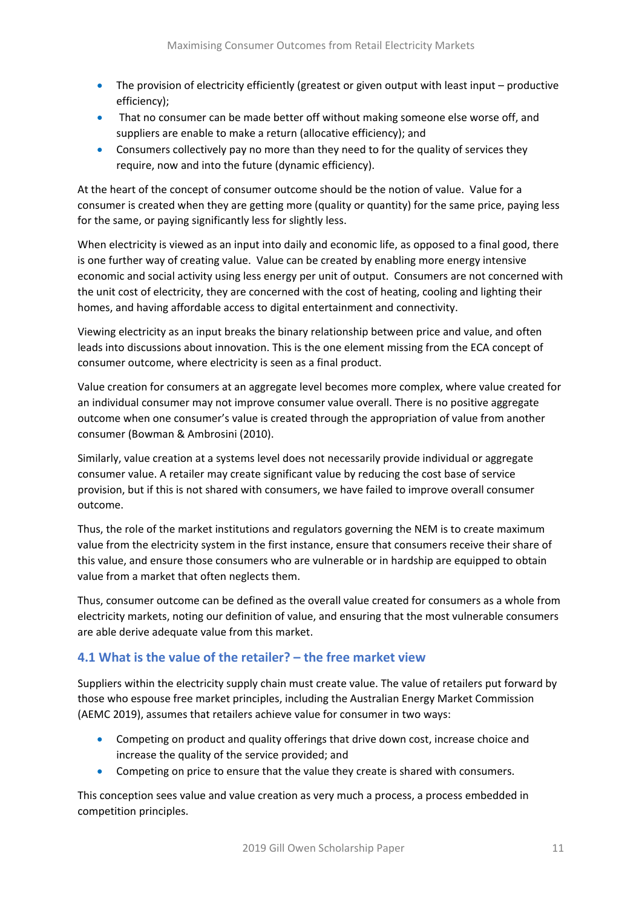- The provision of electricity efficiently (greatest or given output with least input – productive efficiency);
- That no consumer can be made better off without making someone else worse off, and suppliers are enable to make a return (allocative efficiency); and
- Consumers collectively pay no more than they need to for the quality of services they require, now and into the future (dynamic efficiency).

At the heart of the concept of consumer outcome should be the notion of value. Value for a consumer is created when they are getting more (quality or quantity) for the same price, paying less for the same, or paying significantly less for slightly less.

When electricity is viewed as an input into daily and economic life, as opposed to a final good, there is one further way of creating value. Value can be created by enabling more energy intensive economic and social activity using less energy per unit of output. Consumers are not concerned with the unit cost of electricity, they are concerned with the cost of heating, cooling and lighting their homes, and having affordable access to digital entertainment and connectivity.

Viewing electricity as an input breaks the binary relationship between price and value, and often leads into discussions about innovation. This is the one element missing from the ECA concept of consumer outcome, where electricity is seen as a final product.

Value creation for consumers at an aggregate level becomes more complex, where value created for an individual consumer may not improve consumer value overall. There is no positive aggregate outcome when one consumer's value is created through the appropriation of value from another consumer (Bowman & Ambrosini (2010).

Similarly, value creation at a systems level does not necessarily provide individual or aggregate consumer value. A retailer may create significant value by reducing the cost base of service provision, but if this is not shared with consumers, we have failed to improve overall consumer outcome.

Thus, the role of the market institutions and regulators governing the NEM is to create maximum value from the electricity system in the first instance, ensure that consumers receive their share of this value, and ensure those consumers who are vulnerable or in hardship are equipped to obtain value from a market that often neglects them.

Thus, consumer outcome can be defined as the overall value created for consumers as a whole from electricity markets, noting our definition of value, and ensuring that the most vulnerable consumers are able derive adequate value from this market.

## 4.1 What is the value of the retailer? – the free market view

Suppliers within the electricity supply chain must create value. The value of retailers put forward by those who espouse free market principles, including the Australian Energy Market Commission (AEMC 2019), assumes that retailers achieve value for consumer in two ways:

- Competing on product and quality offerings that drive down cost, increase choice and increase the quality of the service provided; and
- Competing on price to ensure that the value they create is shared with consumers.

This conception sees value and value creation as very much a process, a process embedded in competition principles.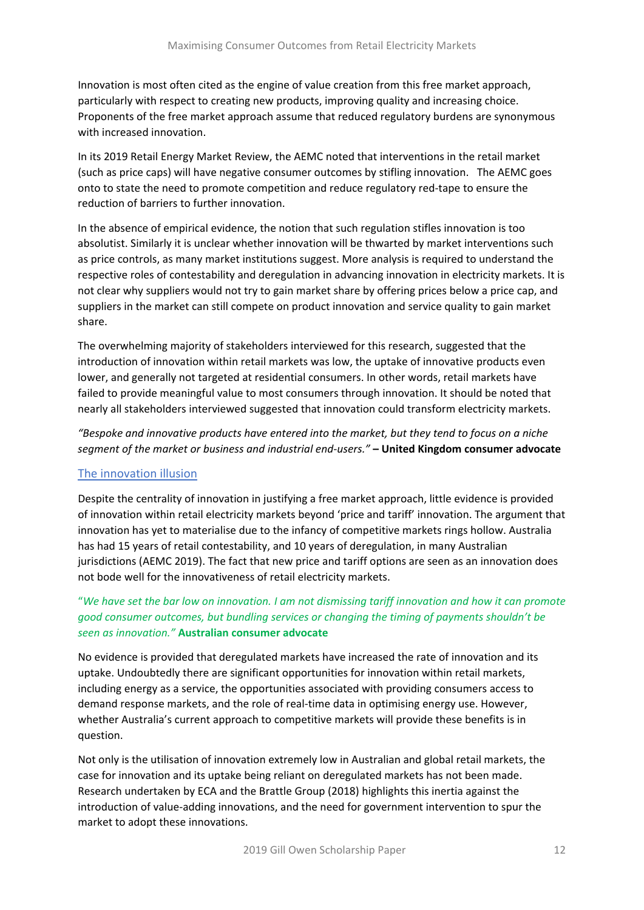Innovation is most often cited as the engine of value creation from this free market approach, particularly with respect to creating new products, improving quality and increasing choice. Proponents of the free market approach assume that reduced regulatory burdens are synonymous with increased innovation.

In its 2019 Retail Energy Market Review, the AEMC noted that interventions in the retail market (such as price caps) will have negative consumer outcomes by stifling innovation. The AEMC goes onto to state the need to promote competition and reduce regulatory red-tape to ensure the reduction of barriers to further innovation.

In the absence of empirical evidence, the notion that such regulation stifles innovation is too absolutist. Similarly it is unclear whether innovation will be thwarted by market interventions such as price controls, as many market institutions suggest. More analysis is required to understand the respective roles of contestability and deregulation in advancing innovation in electricity markets. It is not clear why suppliers would not try to gain market share by offering prices below a price cap, and suppliers in the market can still compete on product innovation and service quality to gain market share.

The overwhelming majority of stakeholders interviewed for this research, suggested that the introduction of innovation within retail markets was low, the uptake of innovative products even lower, and generally not targeted at residential consumers. In other words, retail markets have failed to provide meaningful value to most consumers through innovation. It should be noted that nearly all stakeholders interviewed suggested that innovation could transform electricity markets.

*"Bespoke and innovative products have entered into the market, but they tend to focus on a niche segment of the market or business and industrial end-users."* **– United Kingdom consumer advocate**

## The innovation illusion

Despite the centrality of innovation in justifying a free market approach, little evidence is provided of innovation within retail electricity markets beyond 'price and tariff' innovation. The argument that innovation has yet to materialise due to the infancy of competitive markets rings hollow. Australia has had 15 years of retail contestability, and 10 years of deregulation, in many Australian jurisdictions (AEMC 2019). The fact that new price and tariff options are seen as an innovation does not bode well for the innovativeness of retail electricity markets.

"*We have set the bar low on innovation. I am not dismissing tariff innovation and how it can promote good consumer outcomes, but bundling services or changing the timing of payments shouldn't be seen as innovation."* **Australian consumer advocate**

No evidence is provided that deregulated markets have increased the rate of innovation and its uptake. Undoubtedly there are significant opportunities for innovation within retail markets, including energy as a service, the opportunities associated with providing consumers access to demand response markets, and the role of real-time data in optimising energy use. However, whether Australia's current approach to competitive markets will provide these benefits is in question.

Not only is the utilisation of innovation extremely low in Australian and global retail markets, the case for innovation and its uptake being reliant on deregulated markets has not been made. Research undertaken by ECA and the Brattle Group (2018) highlights this inertia against the introduction of value-adding innovations, and the need for government intervention to spur the market to adopt these innovations.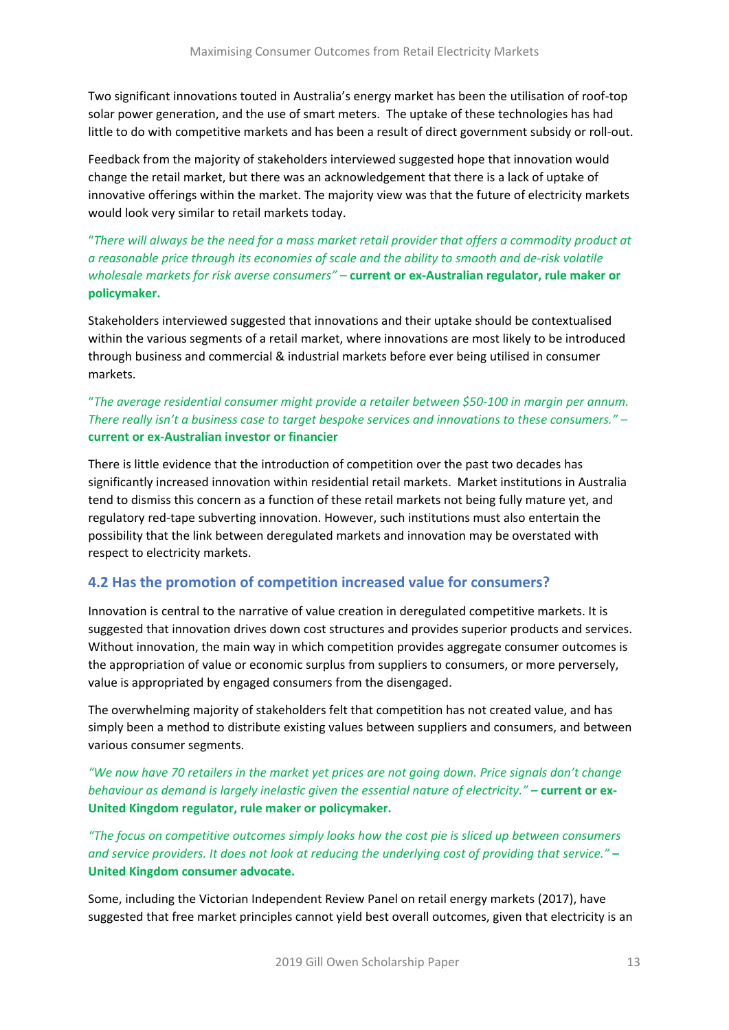Two significant innovations touted in Australia's energy market has been the utilisation of roof-top solar power generation, and the use of smart meters. The uptake of these technologies has had little to do with competitive markets and has been a result of direct government subsidy or roll-out.

Feedback from the majority of stakeholders interviewed suggested hope that innovation would change the retail market, but there was an acknowledgement that there is a lack of uptake of innovative offerings within the market. The majority view was that the future of electricity markets would look very similar to retail markets today.

*"There will always be the need for a mass market retail provider that offers a commodity product at a reasonable price through its economies of scale and the ability to smooth and de-risk volatile wholesale markets for risk averse consumers"* – **current or ex-Australian regulator, rule maker or policymaker.**

Stakeholders interviewed suggested that innovations and their uptake should be contextualised within the various segments of a retail market, where innovations are most likely to be introduced through business and commercial & industrial markets before ever being utilised in consumer markets.

*"The average residential consumer might provide a retailer between $50-100 in margin per annum. There really isn't a business case to target bespoke services and innovations to these consumers."* – **current or ex-Australian investor or financier**

There is little evidence that the introduction of competition over the past two decades has significantly increased innovation within residential retail markets. Market institutions in Australia tend to dismiss this concern as a function of these retail markets not being fully mature yet, and regulatory red-tape subverting innovation. However, such institutions must also entertain the possibility that the link between deregulated markets and innovation may be overstated with respect to electricity markets.

## 4.2 Has the promotion of competition increased value for consumers?

Innovation is central to the narrative of value creation in deregulated competitive markets. It is suggested that innovation drives down cost structures and provides superior products and services. Without innovation, the main way in which competition provides aggregate consumer outcomes is the appropriation of value or economic surplus from suppliers to consumers, or more perversely, value is appropriated by engaged consumers from the disengaged.

The overwhelming majority of stakeholders felt that competition has not created value, and has simply been a method to distribute existing values between suppliers and consumers, and between various consumer segments.

*"We now have 70 retailers in the market yet prices are not going down. Price signals don't change behaviour as demand is largely inelastic given the essential nature of electricity."* **– current or ex-United Kingdom regulator, rule maker or policymaker.**

*"The focus on competitive outcomes simply looks how the cost pie is sliced up between consumers and service providers. It does not look at reducing the underlying cost of providing that service."* **– United Kingdom consumer advocate.**

Some, including the Victorian Independent Review Panel on retail energy markets (2017), have suggested that free market principles cannot yield best overall outcomes, given that electricity is an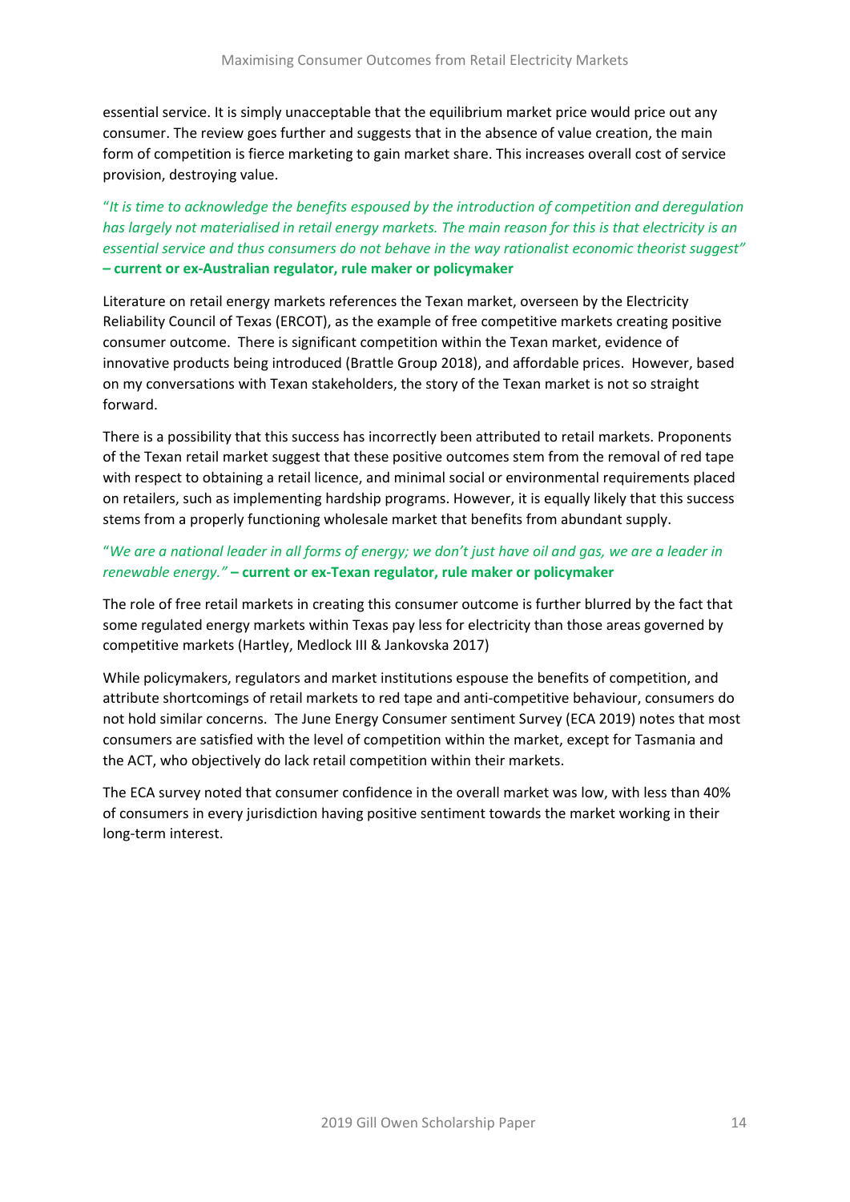essential service. It is simply unacceptable that the equilibrium market price would price out any consumer. The review goes further and suggests that in the absence of value creation, the main form of competition is fierce marketing to gain market share. This increases overall cost of service provision, destroying value.

"*It is time to acknowledge the benefits espoused by the introduction of competition and deregulation has largely not materialised in retail energy markets. The main reason for this is that electricity is an essential service and thus consumers do not behave in the way rationalist economic theorist suggest"* **– current or ex-Australian regulator, rule maker or policymaker**

Literature on retail energy markets references the Texan market, overseen by the Electricity Reliability Council of Texas (ERCOT), as the example of free competitive markets creating positive consumer outcome. There is significant competition within the Texan market, evidence of innovative products being introduced (Brattle Group 2018), and affordable prices. However, based on my conversations with Texan stakeholders, the story of the Texan market is not so straight forward.

There is a possibility that this success has incorrectly been attributed to retail markets. Proponents of the Texan retail market suggest that these positive outcomes stem from the removal of red tape with respect to obtaining a retail licence, and minimal social or environmental requirements placed on retailers, such as implementing hardship programs. However, it is equally likely that this success stems from a properly functioning wholesale market that benefits from abundant supply.

"*We are a national leader in all forms of energy; we don't just have oil and gas, we are a leader in renewable energy."* **– current or ex-Texan regulator, rule maker or policymaker**

The role of free retail markets in creating this consumer outcome is further blurred by the fact that some regulated energy markets within Texas pay less for electricity than those areas governed by competitive markets (Hartley, Medlock III & Jankovska 2017)

While policymakers, regulators and market institutions espouse the benefits of competition, and attribute shortcomings of retail markets to red tape and anti-competitive behaviour, consumers do not hold similar concerns. The June Energy Consumer sentiment Survey (ECA 2019) notes that most consumers are satisfied with the level of competition within the market, except for Tasmania and the ACT, who objectively do lack retail competition within their markets.

The ECA survey noted that consumer confidence in the overall market was low, with less than 40% of consumers in every jurisdiction having positive sentiment towards the market working in their long-term interest.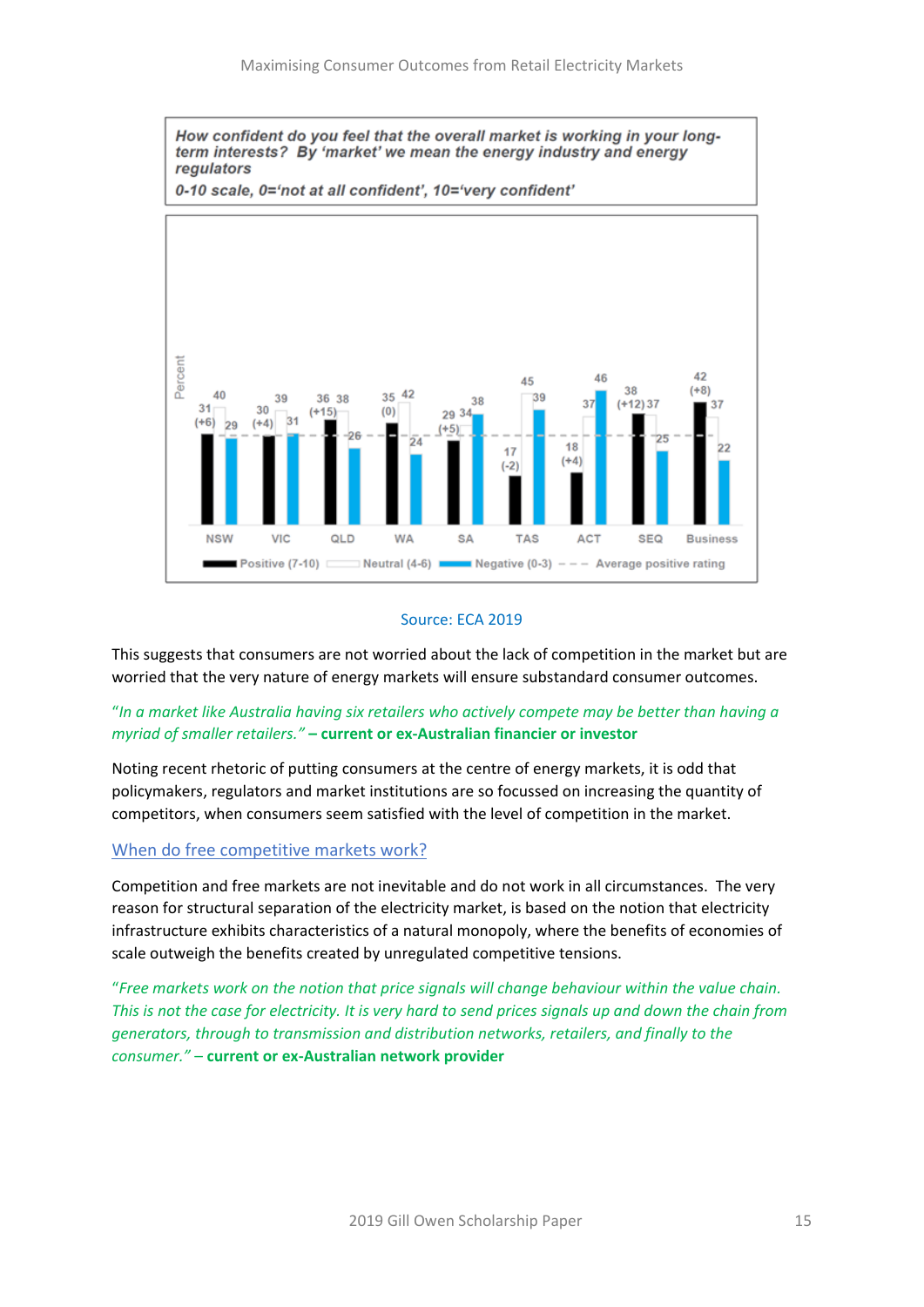**How confident do you feel that the overall market is working in your long-term interests? By 'market' we mean the energy industry and energy regulators**

**0-10 scale, 0='not at all confident', 10='very confident'**

| | Positive (7-10) | Neutral (4-6) | Negative (0-3) |
|---|---|---|---|
| NSW | 31 (+6) | 40 | 29 |
| VIC | 30 (+4) | 39 | 31 |
| QLD | 36 (+15) | 38 | 26 |
| WA | 35 (0) | 42 | 24 |
| SA | 29 (+5) | 34 | 38 |
| TAS | 17 (-2) | 45 | 39 |
| ACT | 18 (+4) | 37 | 46 |
| SEQ | 38 (+12) | 37 | 25 |
| Business | 42 (+8) | 37 | 22 |

Source: ECA 2019

This suggests that consumers are not worried about the lack of competition in the market but are worried that the very nature of energy markets will ensure substandard consumer outcomes.

*"In a market like Australia having six retailers who actively compete may be better than having a myriad of smaller retailers."* **– current or ex-Australian financier or investor**

Noting recent rhetoric of putting consumers at the centre of energy markets, it is odd that policymakers, regulators and market institutions are so focussed on increasing the quantity of competitors, when consumers seem satisfied with the level of competition in the market.

## When do free competitive markets work?

Competition and free markets are not inevitable and do not work in all circumstances. The very reason for structural separation of the electricity market, is based on the notion that electricity infrastructure exhibits characteristics of a natural monopoly, where the benefits of economies of scale outweigh the benefits created by unregulated competitive tensions.

*"Free markets work on the notion that price signals will change behaviour within the value chain. This is not the case for electricity. It is very hard to send prices signals up and down the chain from generators, through to transmission and distribution networks, retailers, and finally to the consumer."* **– current or ex-Australian network provider**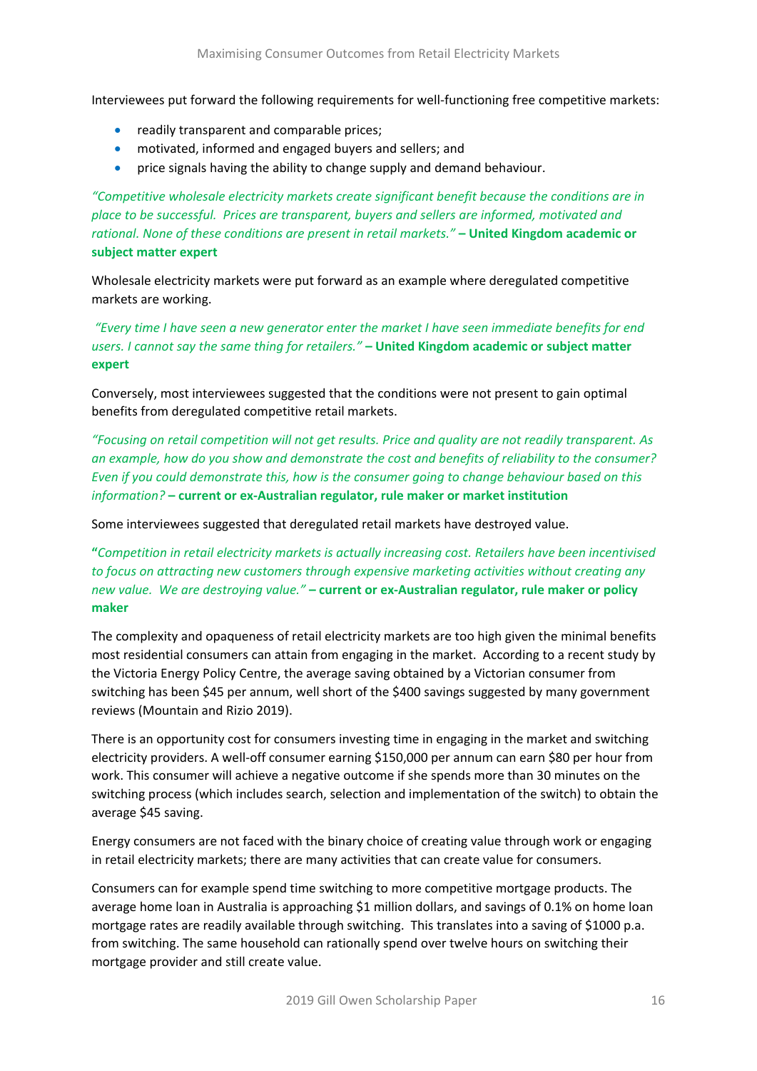Interviewees put forward the following requirements for well-functioning free competitive markets:

- readily transparent and comparable prices;
- motivated, informed and engaged buyers and sellers; and
- price signals having the ability to change supply and demand behaviour.

*"Competitive wholesale electricity markets create significant benefit because the conditions are in place to be successful. Prices are transparent, buyers and sellers are informed, motivated and rational. None of these conditions are present in retail markets."* **– United Kingdom academic or subject matter expert**

Wholesale electricity markets were put forward as an example where deregulated competitive markets are working.

*"Every time I have seen a new generator enter the market I have seen immediate benefits for end users. I cannot say the same thing for retailers."* **– United Kingdom academic or subject matter expert**

Conversely, most interviewees suggested that the conditions were not present to gain optimal benefits from deregulated competitive retail markets.

*"Focusing on retail competition will not get results. Price and quality are not readily transparent. As an example, how do you show and demonstrate the cost and benefits of reliability to the consumer? Even if you could demonstrate this, how is the consumer going to change behaviour based on this information?* **– current or ex-Australian regulator, rule maker or market institution**

Some interviewees suggested that deregulated retail markets have destroyed value.

**"***Competition in retail electricity markets is actually increasing cost. Retailers have been incentivised to focus on attracting new customers through expensive marketing activities without creating any new value. We are destroying value."* **– current or ex-Australian regulator, rule maker or policy maker**

The complexity and opaqueness of retail electricity markets are too high given the minimal benefits most residential consumers can attain from engaging in the market. According to a recent study by the Victoria Energy Policy Centre, the average saving obtained by a Victorian consumer from switching has been $45 per annum, well short of the $400 savings suggested by many government reviews (Mountain and Rizio 2019).

There is an opportunity cost for consumers investing time in engaging in the market and switching electricity providers. A well-off consumer earning $150,000 per annum can earn $80 per hour from work. This consumer will achieve a negative outcome if she spends more than 30 minutes on the switching process (which includes search, selection and implementation of the switch) to obtain the average $45 saving.

Energy consumers are not faced with the binary choice of creating value through work or engaging in retail electricity markets; there are many activities that can create value for consumers.

Consumers can for example spend time switching to more competitive mortgage products. The average home loan in Australia is approaching $1 million dollars, and savings of 0.1% on home loan mortgage rates are readily available through switching. This translates into a saving of $1000 p.a. from switching. The same household can rationally spend over twelve hours on switching their mortgage provider and still create value.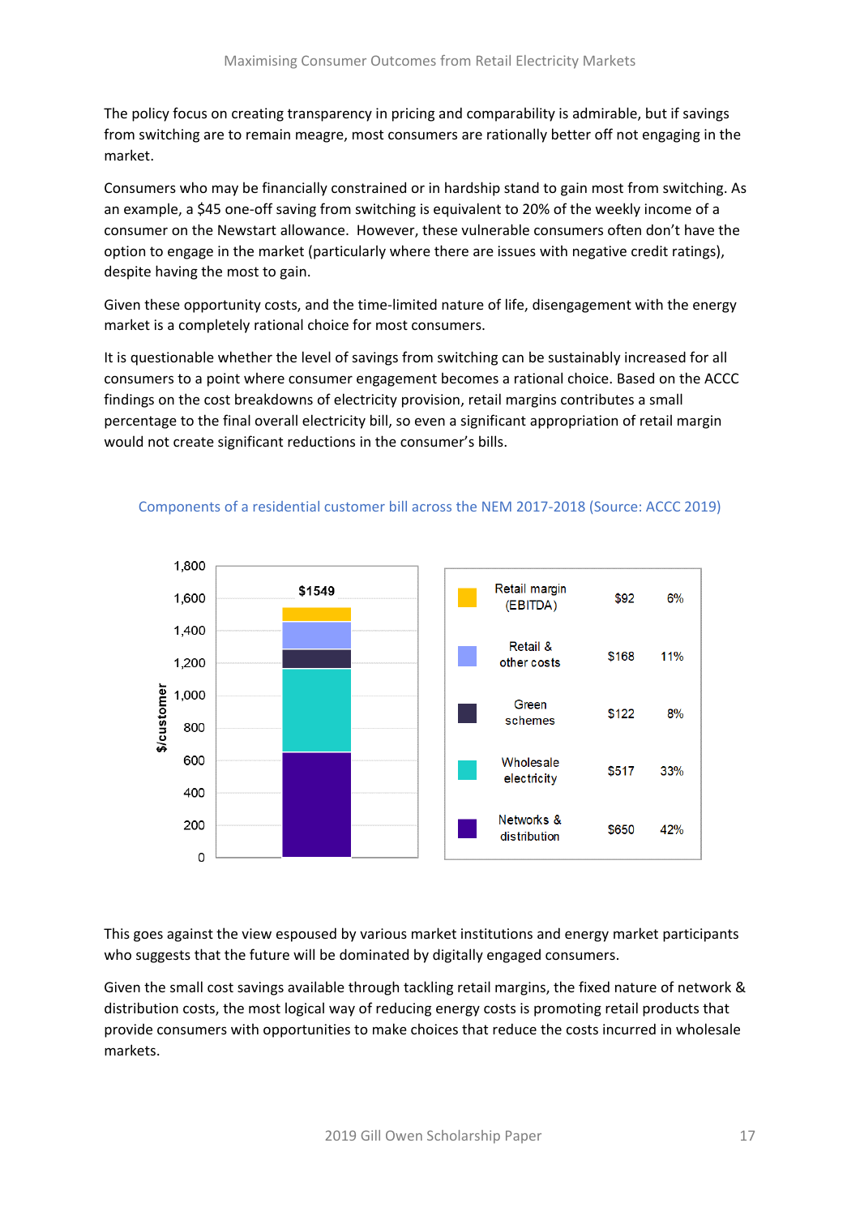The policy focus on creating transparency in pricing and comparability is admirable, but if savings from switching are to remain meagre, most consumers are rationally better off not engaging in the market.

Consumers who may be financially constrained or in hardship stand to gain most from switching. As an example, a $45 one-off saving from switching is equivalent to 20% of the weekly income of a consumer on the Newstart allowance. However, these vulnerable consumers often don't have the option to engage in the market (particularly where there are issues with negative credit ratings), despite having the most to gain.

Given these opportunity costs, and the time-limited nature of life, disengagement with the energy market is a completely rational choice for most consumers.

It is questionable whether the level of savings from switching can be sustainably increased for all consumers to a point where consumer engagement becomes a rational choice. Based on the ACCC findings on the cost breakdowns of electricity provision, retail margins contributes a small percentage to the final overall electricity bill, so even a significant appropriation of retail margin would not create significant reductions in the consumer's bills.

Components of a residential customer bill across the NEM 2017-2018 (Source: ACCC 2019)

Total: $1549 ($/customer)

| Component | $ | % |
|---|---|---|
| Retail margin (EBITDA) | $92 | 6% |
| Retail & other costs | $168 | 11% |
| Green schemes | $122 | 8% |
| Wholesale electricity | $517 | 33% |
| Networks & distribution | $650 | 42% |

This goes against the view espoused by various market institutions and energy market participants who suggests that the future will be dominated by digitally engaged consumers.

Given the small cost savings available through tackling retail margins, the fixed nature of network & distribution costs, the most logical way of reducing energy costs is promoting retail products that provide consumers with opportunities to make choices that reduce the costs incurred in wholesale markets.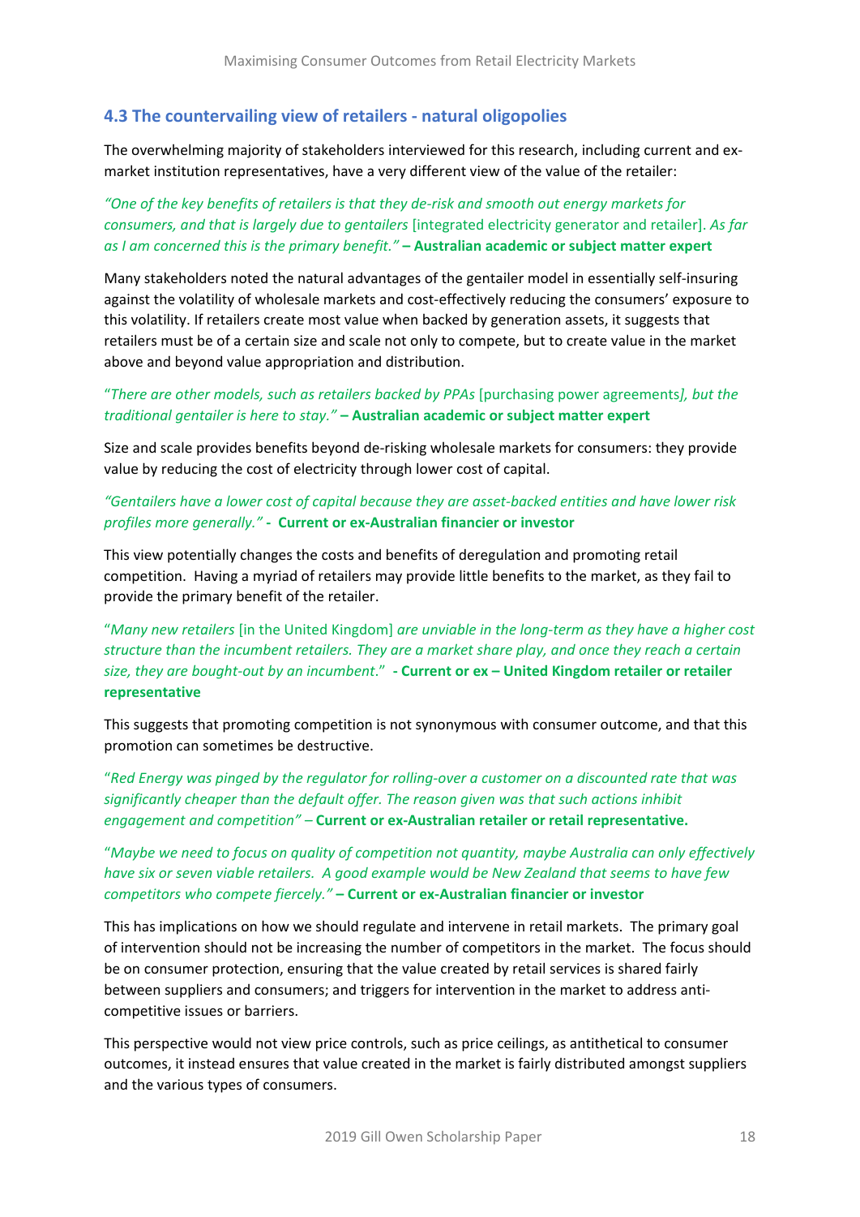### 4.3 The countervailing view of retailers - natural oligopolies

The overwhelming majority of stakeholders interviewed for this research, including current and ex-market institution representatives, have a very different view of the value of the retailer:

*"One of the key benefits of retailers is that they de-risk and smooth out energy markets for consumers, and that is largely due to gentailers* [integrated electricity generator and retailer]. *As far as I am concerned this is the primary benefit."* **– Australian academic or subject matter expert**

Many stakeholders noted the natural advantages of the gentailer model in essentially self-insuring against the volatility of wholesale markets and cost-effectively reducing the consumers' exposure to this volatility. If retailers create most value when backed by generation assets, it suggests that retailers must be of a certain size and scale not only to compete, but to create value in the market above and beyond value appropriation and distribution.

"*There are other models, such as retailers backed by PPAs* [purchasing power agreements]*, but the traditional gentailer is here to stay."* **– Australian academic or subject matter expert**

Size and scale provides benefits beyond de-risking wholesale markets for consumers: they provide value by reducing the cost of electricity through lower cost of capital.

*"Gentailers have a lower cost of capital because they are asset-backed entities and have lower risk profiles more generally."* **- Current or ex-Australian financier or investor**

This view potentially changes the costs and benefits of deregulation and promoting retail competition. Having a myriad of retailers may provide little benefits to the market, as they fail to provide the primary benefit of the retailer.

"*Many new retailers* [in the United Kingdom] *are unviable in the long-term as they have a higher cost structure than the incumbent retailers. They are a market share play, and once they reach a certain size, they are bought-out by an incumbent.*" **- Current or ex – United Kingdom retailer or retailer representative**

This suggests that promoting competition is not synonymous with consumer outcome, and that this promotion can sometimes be destructive.

"*Red Energy was pinged by the regulator for rolling-over a customer on a discounted rate that was significantly cheaper than the default offer. The reason given was that such actions inhibit engagement and competition"* – **Current or ex-Australian retailer or retail representative.**

"*Maybe we need to focus on quality of competition not quantity, maybe Australia can only effectively have six or seven viable retailers. A good example would be New Zealand that seems to have few competitors who compete fiercely."* **– Current or ex-Australian financier or investor**

This has implications on how we should regulate and intervene in retail markets. The primary goal of intervention should not be increasing the number of competitors in the market. The focus should be on consumer protection, ensuring that the value created by retail services is shared fairly between suppliers and consumers; and triggers for intervention in the market to address anti-competitive issues or barriers.

This perspective would not view price controls, such as price ceilings, as antithetical to consumer outcomes, it instead ensures that value created in the market is fairly distributed amongst suppliers and the various types of consumers.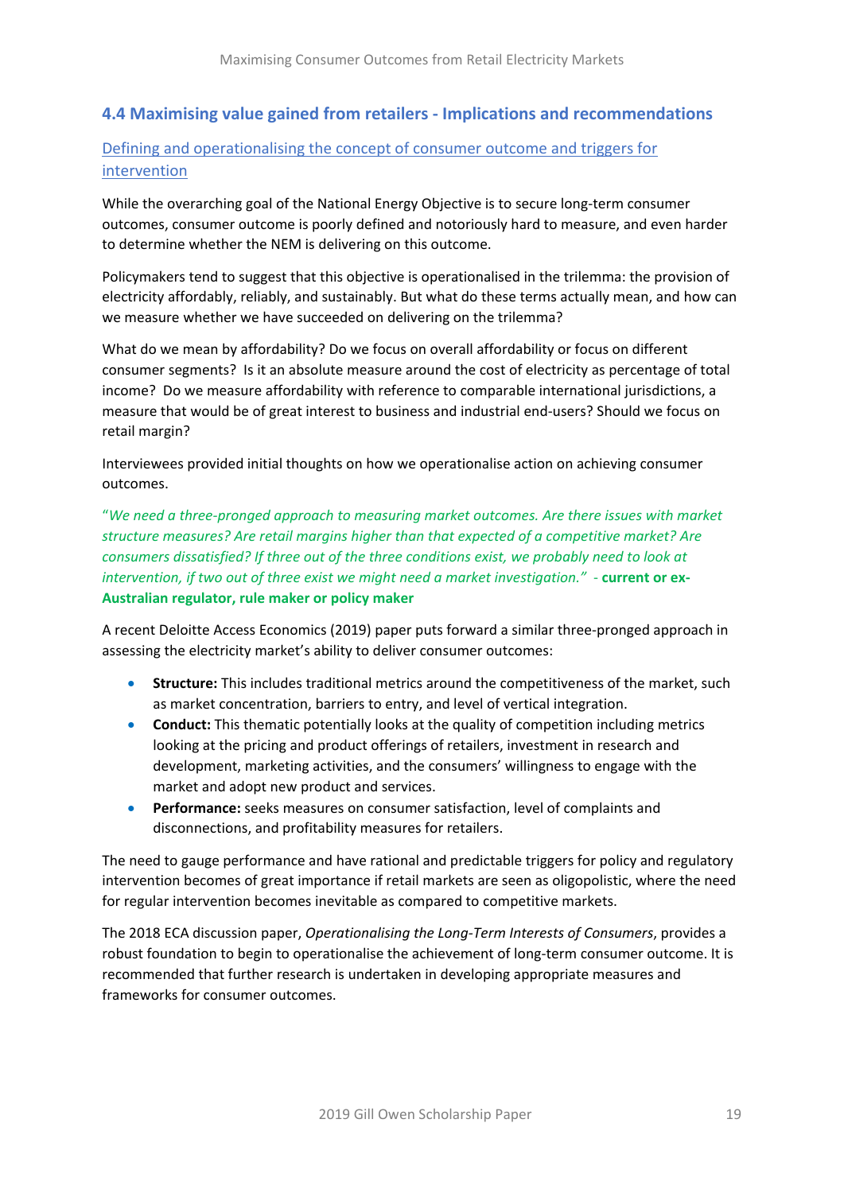## 4.4 Maximising value gained from retailers - Implications and recommendations

### Defining and operationalising the concept of consumer outcome and triggers for intervention

While the overarching goal of the National Energy Objective is to secure long-term consumer outcomes, consumer outcome is poorly defined and notoriously hard to measure, and even harder to determine whether the NEM is delivering on this outcome.

Policymakers tend to suggest that this objective is operationalised in the trilemma: the provision of electricity affordably, reliably, and sustainably. But what do these terms actually mean, and how can we measure whether we have succeeded on delivering on the trilemma?

What do we mean by affordability? Do we focus on overall affordability or focus on different consumer segments? Is it an absolute measure around the cost of electricity as percentage of total income? Do we measure affordability with reference to comparable international jurisdictions, a measure that would be of great interest to business and industrial end-users? Should we focus on retail margin?

Interviewees provided initial thoughts on how we operationalise action on achieving consumer outcomes.

"*We need a three-pronged approach to measuring market outcomes. Are there issues with market structure measures? Are retail margins higher than that expected of a competitive market? Are consumers dissatisfied? If three out of the three conditions exist, we probably need to look at intervention, if two out of three exist we might need a market investigation.*" - **current or ex-Australian regulator, rule maker or policy maker**

A recent Deloitte Access Economics (2019) paper puts forward a similar three-pronged approach in assessing the electricity market's ability to deliver consumer outcomes:

- **Structure:** This includes traditional metrics around the competitiveness of the market, such as market concentration, barriers to entry, and level of vertical integration.
- **Conduct:** This thematic potentially looks at the quality of competition including metrics looking at the pricing and product offerings of retailers, investment in research and development, marketing activities, and the consumers' willingness to engage with the market and adopt new product and services.
- **Performance:** seeks measures on consumer satisfaction, level of complaints and disconnections, and profitability measures for retailers.

The need to gauge performance and have rational and predictable triggers for policy and regulatory intervention becomes of great importance if retail markets are seen as oligopolistic, where the need for regular intervention becomes inevitable as compared to competitive markets.

The 2018 ECA discussion paper, *Operationalising the Long-Term Interests of Consumers*, provides a robust foundation to begin to operationalise the achievement of long-term consumer outcome. It is recommended that further research is undertaken in developing appropriate measures and frameworks for consumer outcomes.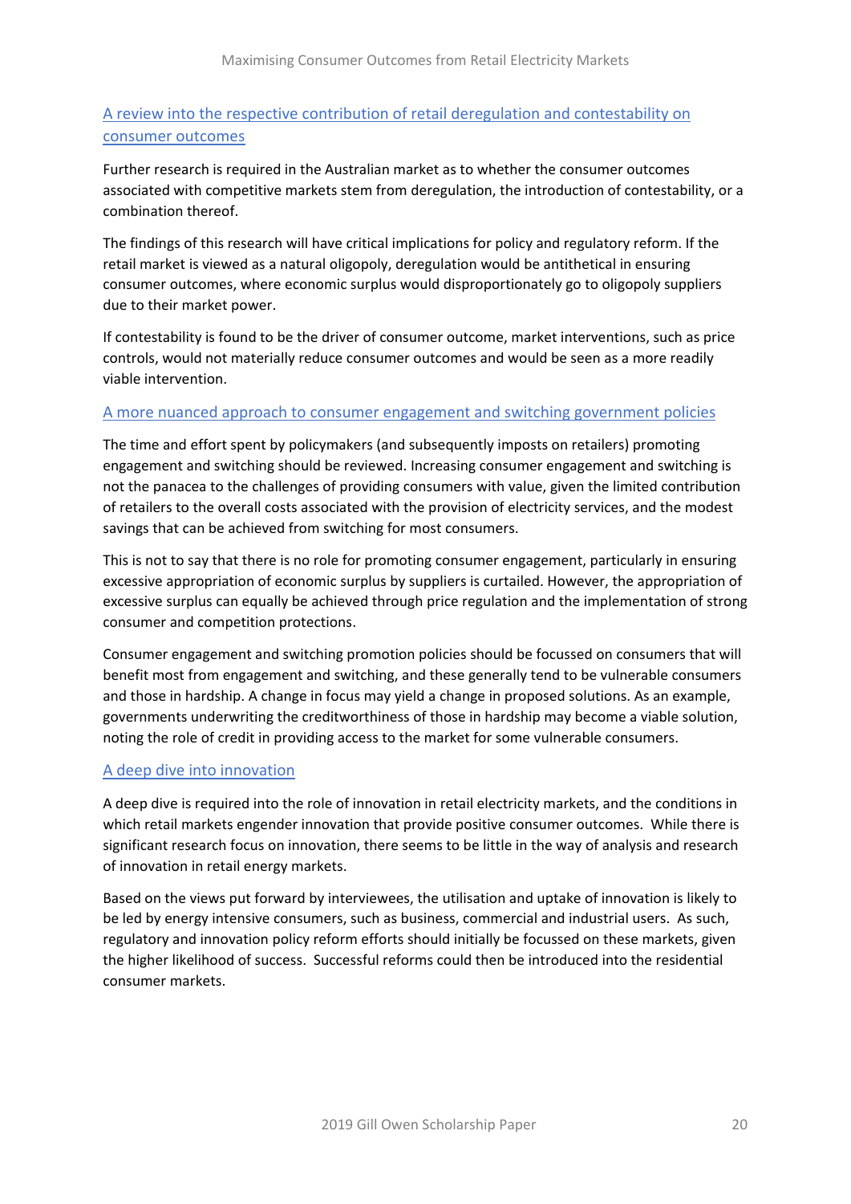### A review into the respective contribution of retail deregulation and contestability on consumer outcomes

Further research is required in the Australian market as to whether the consumer outcomes associated with competitive markets stem from deregulation, the introduction of contestability, or a combination thereof.

The findings of this research will have critical implications for policy and regulatory reform. If the retail market is viewed as a natural oligopoly, deregulation would be antithetical in ensuring consumer outcomes, where economic surplus would disproportionately go to oligopoly suppliers due to their market power.

If contestability is found to be the driver of consumer outcome, market interventions, such as price controls, would not materially reduce consumer outcomes and would be seen as a more readily viable intervention.

### A more nuanced approach to consumer engagement and switching government policies

The time and effort spent by policymakers (and subsequently imposts on retailers) promoting engagement and switching should be reviewed. Increasing consumer engagement and switching is not the panacea to the challenges of providing consumers with value, given the limited contribution of retailers to the overall costs associated with the provision of electricity services, and the modest savings that can be achieved from switching for most consumers.

This is not to say that there is no role for promoting consumer engagement, particularly in ensuring excessive appropriation of economic surplus by suppliers is curtailed. However, the appropriation of excessive surplus can equally be achieved through price regulation and the implementation of strong consumer and competition protections.

Consumer engagement and switching promotion policies should be focussed on consumers that will benefit most from engagement and switching, and these generally tend to be vulnerable consumers and those in hardship. A change in focus may yield a change in proposed solutions. As an example, governments underwriting the creditworthiness of those in hardship may become a viable solution, noting the role of credit in providing access to the market for some vulnerable consumers.

### A deep dive into innovation

A deep dive is required into the role of innovation in retail electricity markets, and the conditions in which retail markets engender innovation that provide positive consumer outcomes. While there is significant research focus on innovation, there seems to be little in the way of analysis and research of innovation in retail energy markets.

Based on the views put forward by interviewees, the utilisation and uptake of innovation is likely to be led by energy intensive consumers, such as business, commercial and industrial users. As such, regulatory and innovation policy reform efforts should initially be focussed on these markets, given the higher likelihood of success. Successful reforms could then be introduced into the residential consumer markets.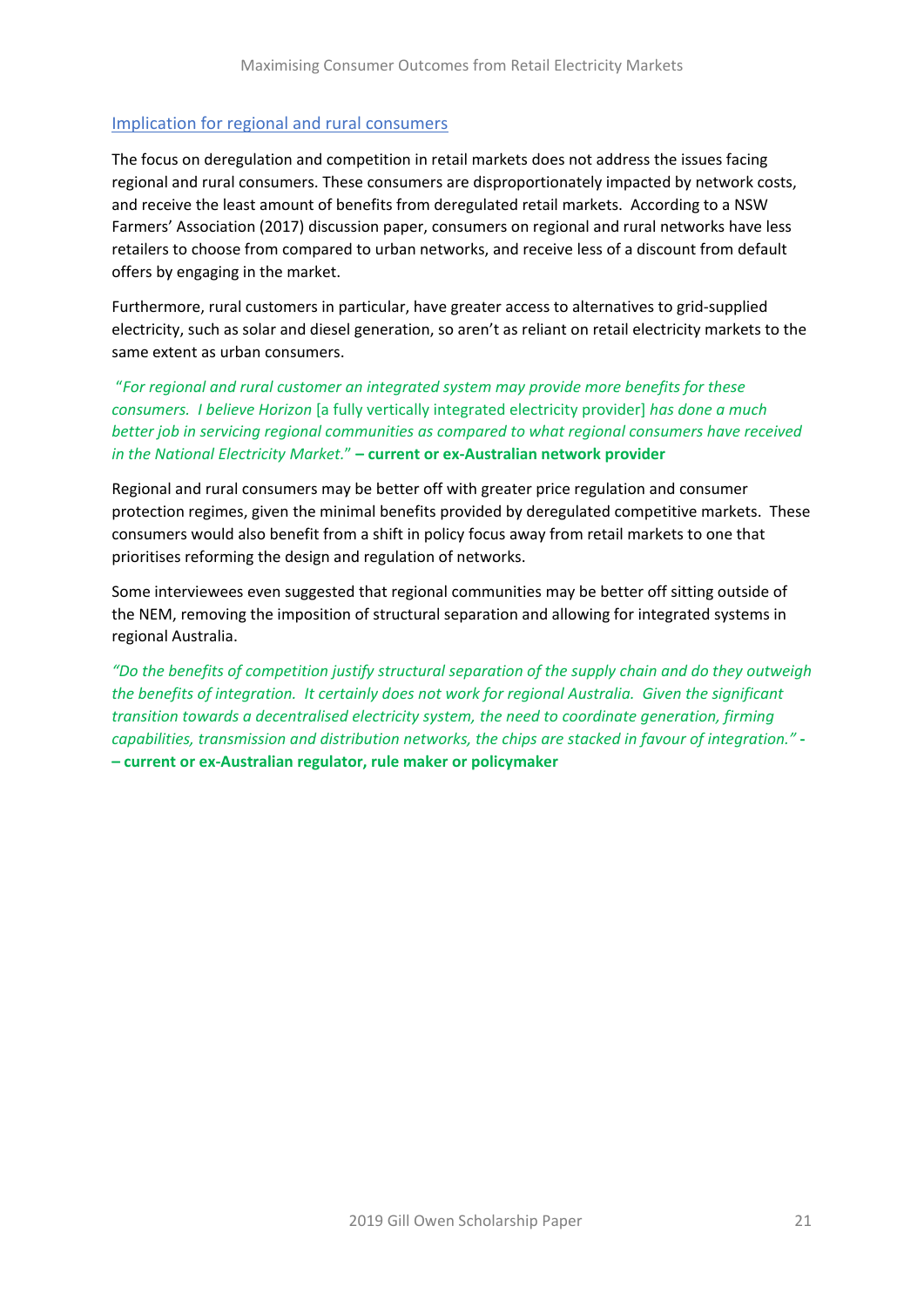## Implication for regional and rural consumers

The focus on deregulation and competition in retail markets does not address the issues facing regional and rural consumers. These consumers are disproportionately impacted by network costs, and receive the least amount of benefits from deregulated retail markets. According to a NSW Farmers' Association (2017) discussion paper, consumers on regional and rural networks have less retailers to choose from compared to urban networks, and receive less of a discount from default offers by engaging in the market.

Furthermore, rural customers in particular, have greater access to alternatives to grid-supplied electricity, such as solar and diesel generation, so aren't as reliant on retail electricity markets to the same extent as urban consumers.

"*For regional and rural customer an integrated system may provide more benefits for these consumers. I believe Horizon* [a fully vertically integrated electricity provider] *has done a much better job in servicing regional communities as compared to what regional consumers have received in the National Electricity Market.*" **– current or ex-Australian network provider**

Regional and rural consumers may be better off with greater price regulation and consumer protection regimes, given the minimal benefits provided by deregulated competitive markets. These consumers would also benefit from a shift in policy focus away from retail markets to one that prioritises reforming the design and regulation of networks.

Some interviewees even suggested that regional communities may be better off sitting outside of the NEM, removing the imposition of structural separation and allowing for integrated systems in regional Australia.

*"Do the benefits of competition justify structural separation of the supply chain and do they outweigh the benefits of integration. It certainly does not work for regional Australia. Given the significant transition towards a decentralised electricity system, the need to coordinate generation, firming capabilities, transmission and distribution networks, the chips are stacked in favour of integration."* **- – current or ex-Australian regulator, rule maker or policymaker**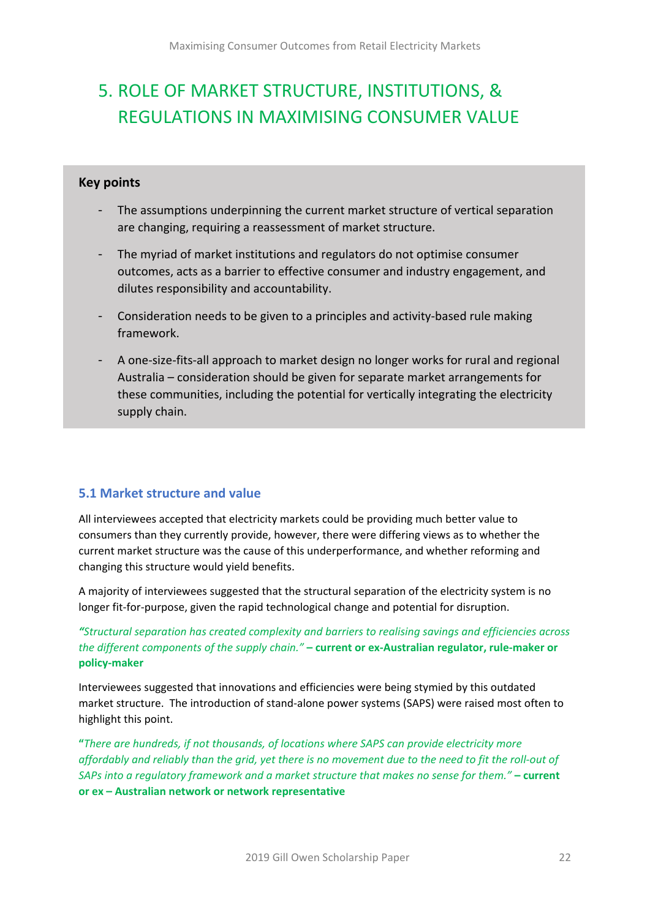# 5. ROLE OF MARKET STRUCTURE, INSTITUTIONS, & REGULATIONS IN MAXIMISING CONSUMER VALUE

**Key points**

- The assumptions underpinning the current market structure of vertical separation are changing, requiring a reassessment of market structure.
- The myriad of market institutions and regulators do not optimise consumer outcomes, acts as a barrier to effective consumer and industry engagement, and dilutes responsibility and accountability.
- Consideration needs to be given to a principles and activity-based rule making framework.
- A one-size-fits-all approach to market design no longer works for rural and regional Australia – consideration should be given for separate market arrangements for these communities, including the potential for vertically integrating the electricity supply chain.

## 5.1 Market structure and value

All interviewees accepted that electricity markets could be providing much better value to consumers than they currently provide, however, there were differing views as to whether the current market structure was the cause of this underperformance, and whether reforming and changing this structure would yield benefits.

A majority of interviewees suggested that the structural separation of the electricity system is no longer fit-for-purpose, given the rapid technological change and potential for disruption.

*"Structural separation has created complexity and barriers to realising savings and efficiencies across the different components of the supply chain."* **– current or ex-Australian regulator, rule-maker or policy-maker**

Interviewees suggested that innovations and efficiencies were being stymied by this outdated market structure. The introduction of stand-alone power systems (SAPS) were raised most often to highlight this point.

"*There are hundreds, if not thousands, of locations where SAPS can provide electricity more affordably and reliably than the grid, yet there is no movement due to the need to fit the roll-out of SAPs into a regulatory framework and a market structure that makes no sense for them."* **– current or ex – Australian network or network representative**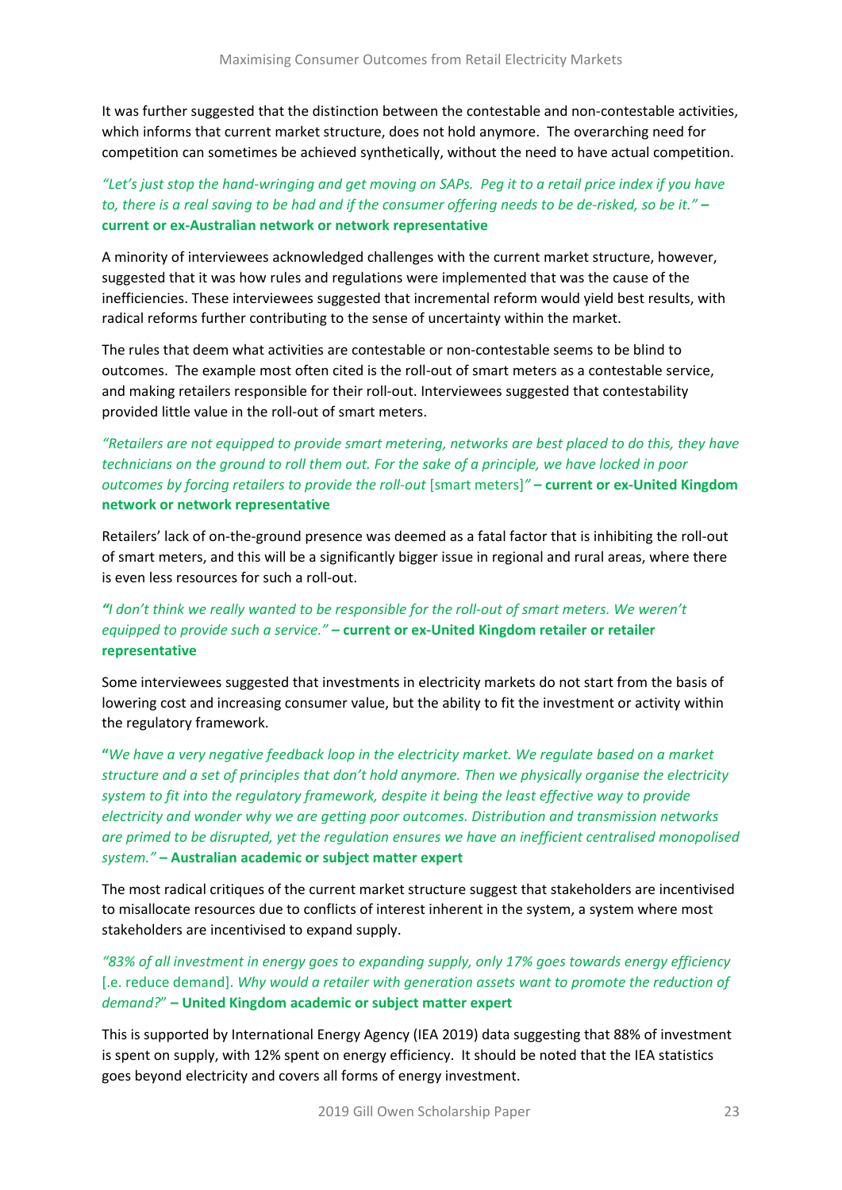It was further suggested that the distinction between the contestable and non-contestable activities, which informs that current market structure, does not hold anymore. The overarching need for competition can sometimes be achieved synthetically, without the need to have actual competition.

*"Let's just stop the hand-wringing and get moving on SAPs. Peg it to a retail price index if you have to, there is a real saving to be had and if the consumer offering needs to be de-risked, so be it."* **– current or ex-Australian network or network representative**

A minority of interviewees acknowledged challenges with the current market structure, however, suggested that it was how rules and regulations were implemented that was the cause of the inefficiencies. These interviewees suggested that incremental reform would yield best results, with radical reforms further contributing to the sense of uncertainty within the market.

The rules that deem what activities are contestable or non-contestable seems to be blind to outcomes. The example most often cited is the roll-out of smart meters as a contestable service, and making retailers responsible for their roll-out. Interviewees suggested that contestability provided little value in the roll-out of smart meters.

*"Retailers are not equipped to provide smart metering, networks are best placed to do this, they have technicians on the ground to roll them out. For the sake of a principle, we have locked in poor outcomes by forcing retailers to provide the roll-out* [smart meters]*"* **– current or ex-United Kingdom network or network representative**

Retailers' lack of on-the-ground presence was deemed as a fatal factor that is inhibiting the roll-out of smart meters, and this will be a significantly bigger issue in regional and rural areas, where there is even less resources for such a roll-out.

*"I don't think we really wanted to be responsible for the roll-out of smart meters. We weren't equipped to provide such a service."* **– current or ex-United Kingdom retailer or retailer representative**

Some interviewees suggested that investments in electricity markets do not start from the basis of lowering cost and increasing consumer value, but the ability to fit the investment or activity within the regulatory framework.

**"***We have a very negative feedback loop in the electricity market. We regulate based on a market structure and a set of principles that don't hold anymore. Then we physically organise the electricity system to fit into the regulatory framework, despite it being the least effective way to provide electricity and wonder why we are getting poor outcomes. Distribution and transmission networks are primed to be disrupted, yet the regulation ensures we have an inefficient centralised monopolised system."* **– Australian academic or subject matter expert**

The most radical critiques of the current market structure suggest that stakeholders are incentivised to misallocate resources due to conflicts of interest inherent in the system, a system where most stakeholders are incentivised to expand supply.

*"83% of all investment in energy goes to expanding supply, only 17% goes towards energy efficiency* [.e. reduce demand]*. Why would a retailer with generation assets want to promote the reduction of demand?"* **– United Kingdom academic or subject matter expert**

This is supported by International Energy Agency (IEA 2019) data suggesting that 88% of investment is spent on supply, with 12% spent on energy efficiency. It should be noted that the IEA statistics goes beyond electricity and covers all forms of energy investment.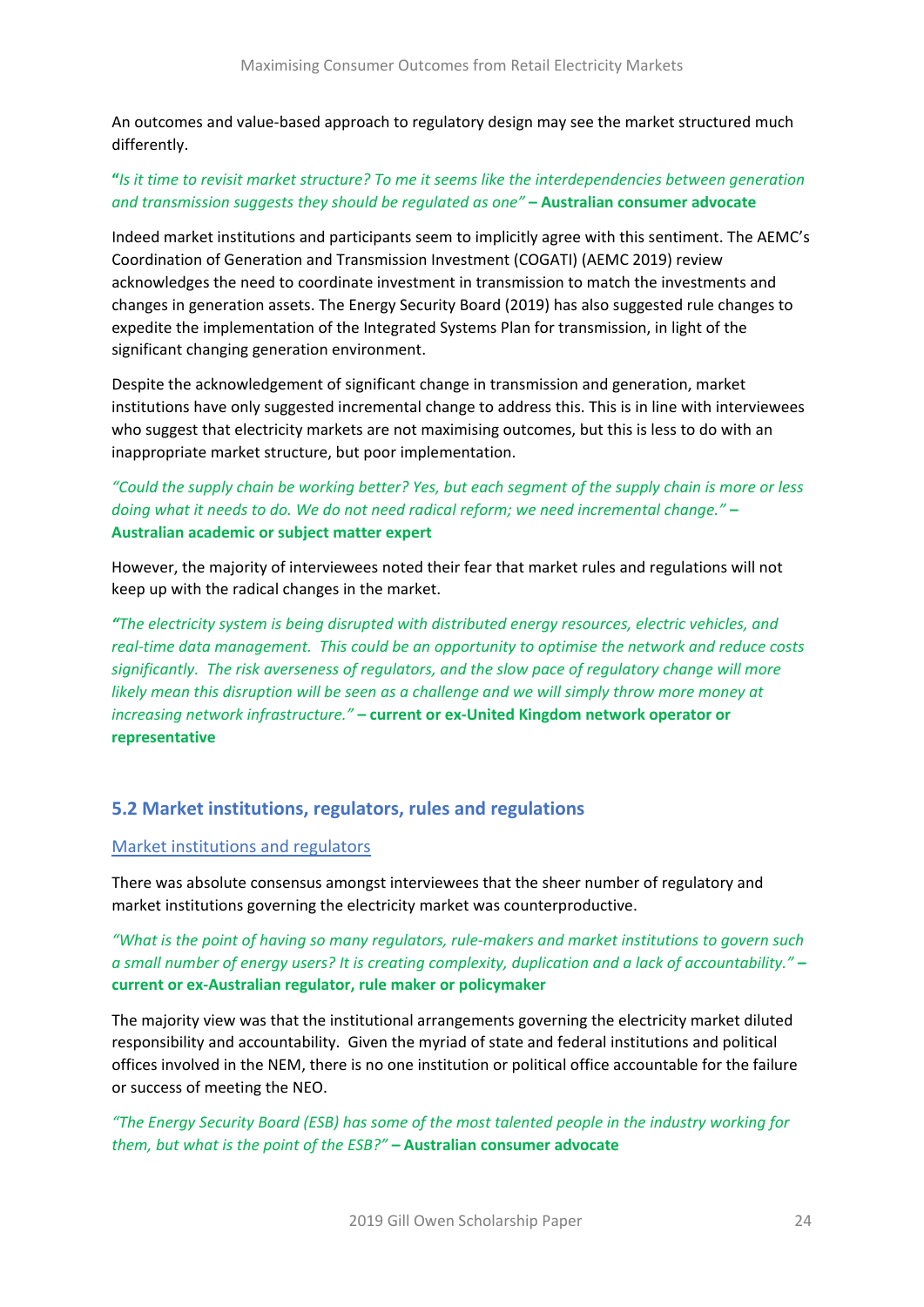An outcomes and value-based approach to regulatory design may see the market structured much differently.

"*Is it time to revisit market structure? To me it seems like the interdependencies between generation and transmission suggests they should be regulated as one"* **– Australian consumer advocate**

Indeed market institutions and participants seem to implicitly agree with this sentiment. The AEMC's Coordination of Generation and Transmission Investment (COGATI) (AEMC 2019) review acknowledges the need to coordinate investment in transmission to match the investments and changes in generation assets. The Energy Security Board (2019) has also suggested rule changes to expedite the implementation of the Integrated Systems Plan for transmission, in light of the significant changing generation environment.

Despite the acknowledgement of significant change in transmission and generation, market institutions have only suggested incremental change to address this. This is in line with interviewees who suggest that electricity markets are not maximising outcomes, but this is less to do with an inappropriate market structure, but poor implementation.

*"Could the supply chain be working better? Yes, but each segment of the supply chain is more or less doing what it needs to do. We do not need radical reform; we need incremental change."* **– Australian academic or subject matter expert**

However, the majority of interviewees noted their fear that market rules and regulations will not keep up with the radical changes in the market.

*"The electricity system is being disrupted with distributed energy resources, electric vehicles, and real-time data management. This could be an opportunity to optimise the network and reduce costs significantly. The risk averseness of regulators, and the slow pace of regulatory change will more likely mean this disruption will be seen as a challenge and we will simply throw more money at increasing network infrastructure."* **– current or ex-United Kingdom network operator or representative**

## 5.2 Market institutions, regulators, rules and regulations

### Market institutions and regulators

There was absolute consensus amongst interviewees that the sheer number of regulatory and market institutions governing the electricity market was counterproductive.

*"What is the point of having so many regulators, rule-makers and market institutions to govern such a small number of energy users? It is creating complexity, duplication and a lack of accountability."* **– current or ex-Australian regulator, rule maker or policymaker**

The majority view was that the institutional arrangements governing the electricity market diluted responsibility and accountability. Given the myriad of state and federal institutions and political offices involved in the NEM, there is no one institution or political office accountable for the failure or success of meeting the NEO.

*"The Energy Security Board (ESB) has some of the most talented people in the industry working for them, but what is the point of the ESB?"* **– Australian consumer advocate**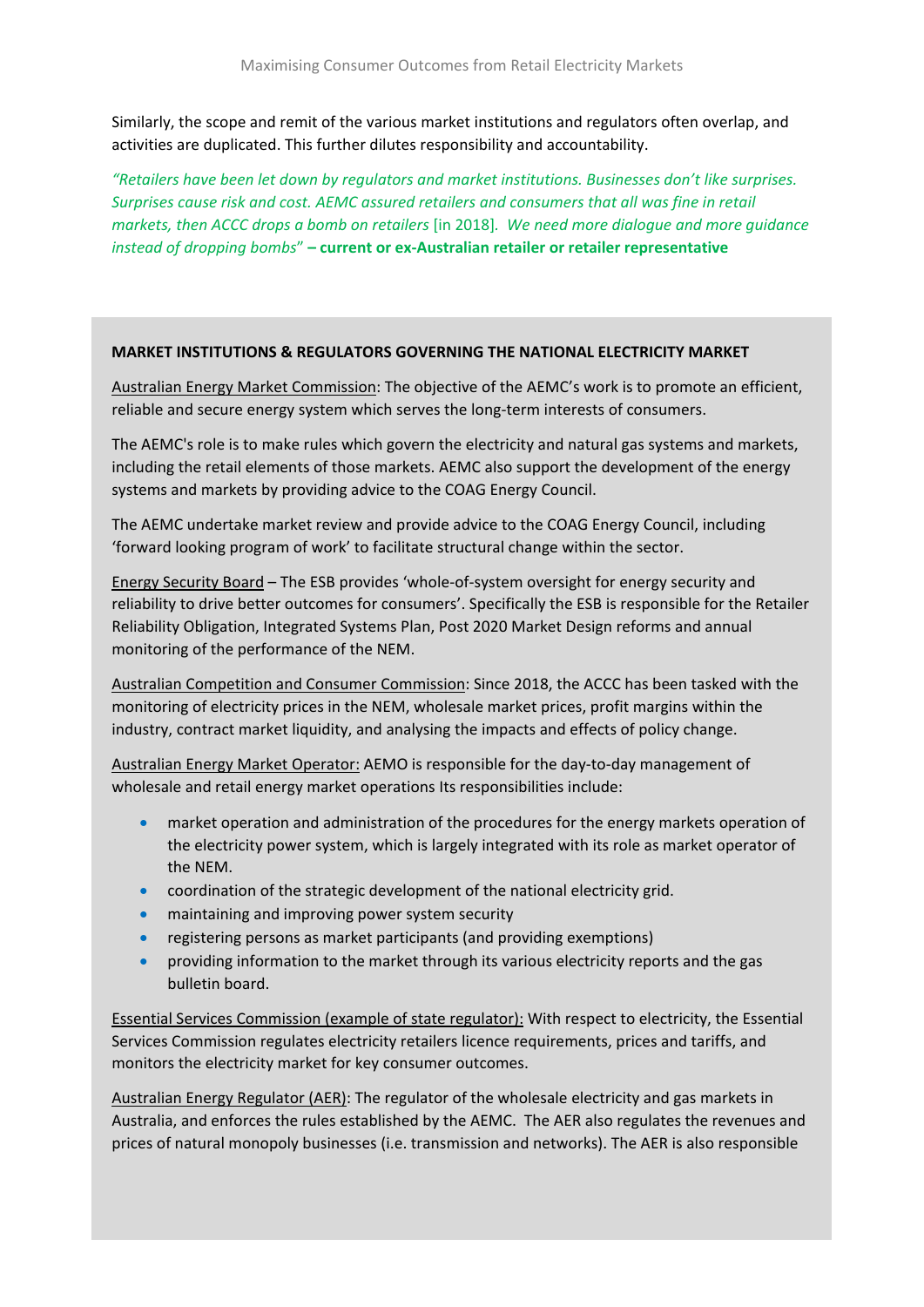Similarly, the scope and remit of the various market institutions and regulators often overlap, and activities are duplicated. This further dilutes responsibility and accountability.

*"Retailers have been let down by regulators and market institutions. Businesses don't like surprises. Surprises cause risk and cost. AEMC assured retailers and consumers that all was fine in retail markets, then ACCC drops a bomb on retailers* [in 2018]*. We need more dialogue and more guidance instead of dropping bombs*" **– current or ex-Australian retailer or retailer representative**

**MARKET INSTITUTIONS & REGULATORS GOVERNING THE NATIONAL ELECTRICITY MARKET**

<u>Australian Energy Market Commission</u>: The objective of the AEMC's work is to promote an efficient, reliable and secure energy system which serves the long-term interests of consumers.

The AEMC's role is to make rules which govern the electricity and natural gas systems and markets, including the retail elements of those markets. AEMC also support the development of the energy systems and markets by providing advice to the COAG Energy Council.

The AEMC undertake market review and provide advice to the COAG Energy Council, including 'forward looking program of work' to facilitate structural change within the sector.

<u>Energy Security Board</u> – The ESB provides 'whole-of-system oversight for energy security and reliability to drive better outcomes for consumers'. Specifically the ESB is responsible for the Retailer Reliability Obligation, Integrated Systems Plan, Post 2020 Market Design reforms and annual monitoring of the performance of the NEM.

<u>Australian Competition and Consumer Commission</u>: Since 2018, the ACCC has been tasked with the monitoring of electricity prices in the NEM, wholesale market prices, profit margins within the industry, contract market liquidity, and analysing the impacts and effects of policy change.

<u>Australian Energy Market Operator:</u> AEMO is responsible for the day-to-day management of wholesale and retail energy market operations Its responsibilities include:

- market operation and administration of the procedures for the energy markets operation of the electricity power system, which is largely integrated with its role as market operator of the NEM.
- coordination of the strategic development of the national electricity grid.
- maintaining and improving power system security
- registering persons as market participants (and providing exemptions)
- providing information to the market through its various electricity reports and the gas bulletin board.

<u>Essential Services Commission (example of state regulator):</u> With respect to electricity, the Essential Services Commission regulates electricity retailers licence requirements, prices and tariffs, and monitors the electricity market for key consumer outcomes.

<u>Australian Energy Regulator (AER)</u>: The regulator of the wholesale electricity and gas markets in Australia, and enforces the rules established by the AEMC. The AER also regulates the revenues and prices of natural monopoly businesses (i.e. transmission and networks). The AER is also responsible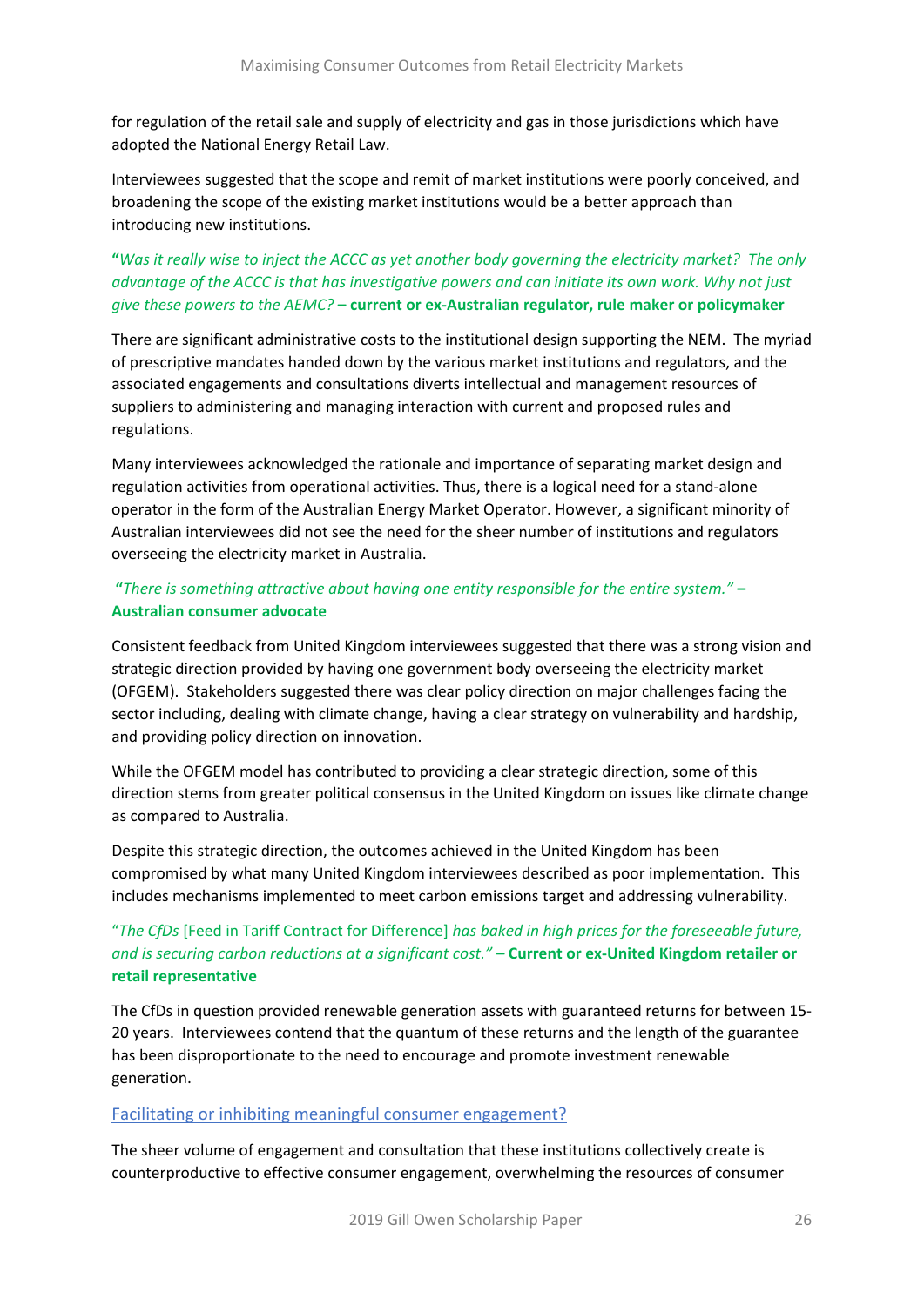for regulation of the retail sale and supply of electricity and gas in those jurisdictions which have adopted the National Energy Retail Law.

Interviewees suggested that the scope and remit of market institutions were poorly conceived, and broadening the scope of the existing market institutions would be a better approach than introducing new institutions.

**"***Was it really wise to inject the ACCC as yet another body governing the electricity market? The only advantage of the ACCC is that has investigative powers and can initiate its own work. Why not just give these powers to the AEMC?* **– current or ex-Australian regulator, rule maker or policymaker**

There are significant administrative costs to the institutional design supporting the NEM. The myriad of prescriptive mandates handed down by the various market institutions and regulators, and the associated engagements and consultations diverts intellectual and management resources of suppliers to administering and managing interaction with current and proposed rules and regulations.

Many interviewees acknowledged the rationale and importance of separating market design and regulation activities from operational activities. Thus, there is a logical need for a stand-alone operator in the form of the Australian Energy Market Operator. However, a significant minority of Australian interviewees did not see the need for the sheer number of institutions and regulators overseeing the electricity market in Australia.

**"***There is something attractive about having one entity responsible for the entire system."* **– Australian consumer advocate**

Consistent feedback from United Kingdom interviewees suggested that there was a strong vision and strategic direction provided by having one government body overseeing the electricity market (OFGEM). Stakeholders suggested there was clear policy direction on major challenges facing the sector including, dealing with climate change, having a clear strategy on vulnerability and hardship, and providing policy direction on innovation.

While the OFGEM model has contributed to providing a clear strategic direction, some of this direction stems from greater political consensus in the United Kingdom on issues like climate change as compared to Australia.

Despite this strategic direction, the outcomes achieved in the United Kingdom has been compromised by what many United Kingdom interviewees described as poor implementation. This includes mechanisms implemented to meet carbon emissions target and addressing vulnerability.

"*The CfDs* [Feed in Tariff Contract for Difference] *has baked in high prices for the foreseeable future, and is securing carbon reductions at a significant cost."* – **Current or ex-United Kingdom retailer or retail representative**

The CfDs in question provided renewable generation assets with guaranteed returns for between 15-20 years. Interviewees contend that the quantum of these returns and the length of the guarantee has been disproportionate to the need to encourage and promote investment renewable generation.

### Facilitating or inhibiting meaningful consumer engagement?

The sheer volume of engagement and consultation that these institutions collectively create is counterproductive to effective consumer engagement, overwhelming the resources of consumer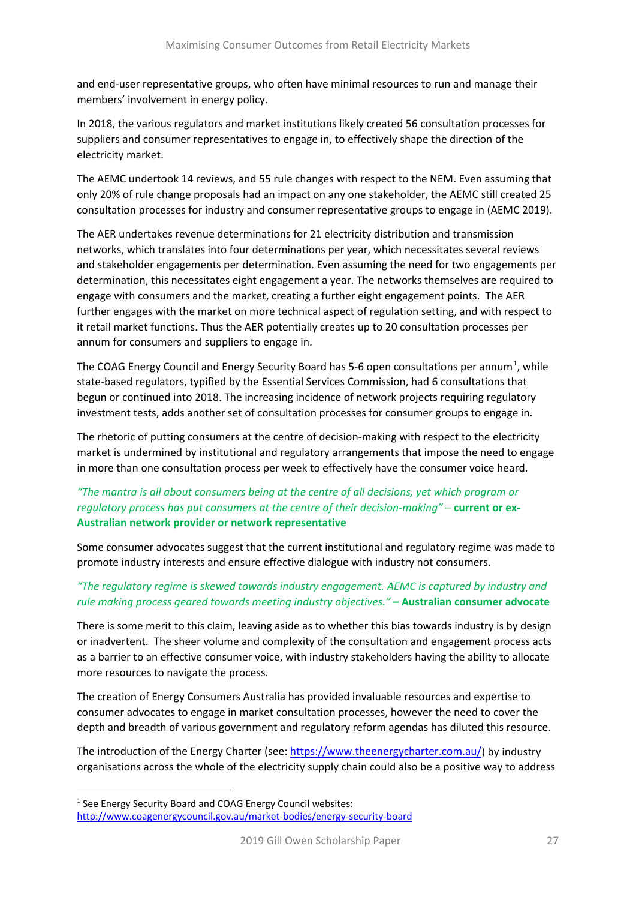and end-user representative groups, who often have minimal resources to run and manage their members' involvement in energy policy.

In 2018, the various regulators and market institutions likely created 56 consultation processes for suppliers and consumer representatives to engage in, to effectively shape the direction of the electricity market.

The AEMC undertook 14 reviews, and 55 rule changes with respect to the NEM. Even assuming that only 20% of rule change proposals had an impact on any one stakeholder, the AEMC still created 25 consultation processes for industry and consumer representative groups to engage in (AEMC 2019).

The AER undertakes revenue determinations for 21 electricity distribution and transmission networks, which translates into four determinations per year, which necessitates several reviews and stakeholder engagements per determination. Even assuming the need for two engagements per determination, this necessitates eight engagement a year. The networks themselves are required to engage with consumers and the market, creating a further eight engagement points. The AER further engages with the market on more technical aspect of regulation setting, and with respect to it retail market functions. Thus the AER potentially creates up to 20 consultation processes per annum for consumers and suppliers to engage in.

The COAG Energy Council and Energy Security Board has 5-6 open consultations per annum[1], while state-based regulators, typified by the Essential Services Commission, had 6 consultations that begun or continued into 2018. The increasing incidence of network projects requiring regulatory investment tests, adds another set of consultation processes for consumer groups to engage in.

The rhetoric of putting consumers at the centre of decision-making with respect to the electricity market is undermined by institutional and regulatory arrangements that impose the need to engage in more than one consultation process per week to effectively have the consumer voice heard.

*"The mantra is all about consumers being at the centre of all decisions, yet which program or regulatory process has put consumers at the centre of their decision-making"* – **current or ex-Australian network provider or network representative**

Some consumer advocates suggest that the current institutional and regulatory regime was made to promote industry interests and ensure effective dialogue with industry not consumers.

*"The regulatory regime is skewed towards industry engagement. AEMC is captured by industry and rule making process geared towards meeting industry objectives."* **– Australian consumer advocate**

There is some merit to this claim, leaving aside as to whether this bias towards industry is by design or inadvertent. The sheer volume and complexity of the consultation and engagement process acts as a barrier to an effective consumer voice, with industry stakeholders having the ability to allocate more resources to navigate the process.

The creation of Energy Consumers Australia has provided invaluable resources and expertise to consumer advocates to engage in market consultation processes, however the need to cover the depth and breadth of various government and regulatory reform agendas has diluted this resource.

The introduction of the Energy Charter (see: https://www.theenergycharter.com.au/) by industry organisations across the whole of the electricity supply chain could also be a positive way to address

[1] See Energy Security Board and COAG Energy Council websites: http://www.coagenergycouncil.gov.au/market-bodies/energy-security-board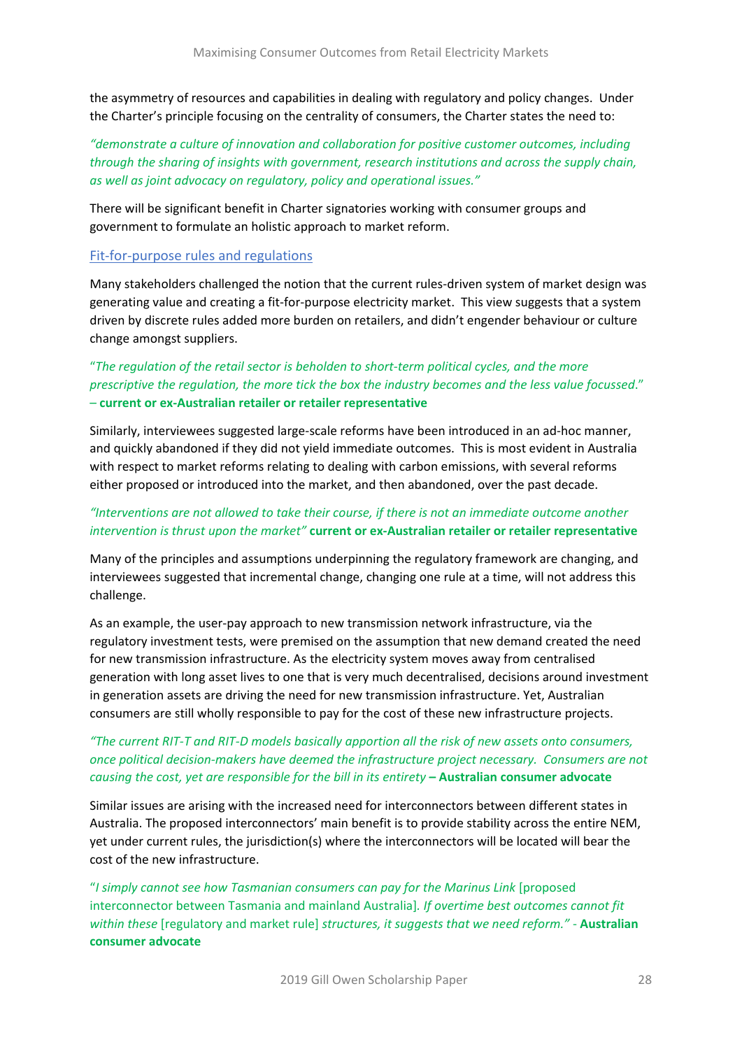the asymmetry of resources and capabilities in dealing with regulatory and policy changes. Under the Charter's principle focusing on the centrality of consumers, the Charter states the need to:

*"demonstrate a culture of innovation and collaboration for positive customer outcomes, including through the sharing of insights with government, research institutions and across the supply chain, as well as joint advocacy on regulatory, policy and operational issues."*

There will be significant benefit in Charter signatories working with consumer groups and government to formulate an holistic approach to market reform.

## Fit-for-purpose rules and regulations

Many stakeholders challenged the notion that the current rules-driven system of market design was generating value and creating a fit-for-purpose electricity market. This view suggests that a system driven by discrete rules added more burden on retailers, and didn't engender behaviour or culture change amongst suppliers.

"*The regulation of the retail sector is beholden to short-term political cycles, and the more prescriptive the regulation, the more tick the box the industry becomes and the less value focussed*." – **current or ex-Australian retailer or retailer representative**

Similarly, interviewees suggested large-scale reforms have been introduced in an ad-hoc manner, and quickly abandoned if they did not yield immediate outcomes. This is most evident in Australia with respect to market reforms relating to dealing with carbon emissions, with several reforms either proposed or introduced into the market, and then abandoned, over the past decade.

*"Interventions are not allowed to take their course, if there is not an immediate outcome another intervention is thrust upon the market"* **current or ex-Australian retailer or retailer representative**

Many of the principles and assumptions underpinning the regulatory framework are changing, and interviewees suggested that incremental change, changing one rule at a time, will not address this challenge.

As an example, the user-pay approach to new transmission network infrastructure, via the regulatory investment tests, were premised on the assumption that new demand created the need for new transmission infrastructure. As the electricity system moves away from centralised generation with long asset lives to one that is very much decentralised, decisions around investment in generation assets are driving the need for new transmission infrastructure. Yet, Australian consumers are still wholly responsible to pay for the cost of these new infrastructure projects.

*"The current RIT-T and RIT-D models basically apportion all the risk of new assets onto consumers, once political decision-makers have deemed the infrastructure project necessary. Consumers are not causing the cost, yet are responsible for the bill in its entirety* **– Australian consumer advocate**

Similar issues are arising with the increased need for interconnectors between different states in Australia. The proposed interconnectors' main benefit is to provide stability across the entire NEM, yet under current rules, the jurisdiction(s) where the interconnectors will be located will bear the cost of the new infrastructure.

"*I simply cannot see how Tasmanian consumers can pay for the Marinus Link* [proposed interconnector between Tasmania and mainland Australia]. *If overtime best outcomes cannot fit within these* [regulatory and market rule] *structures, it suggests that we need reform." -* **Australian consumer advocate**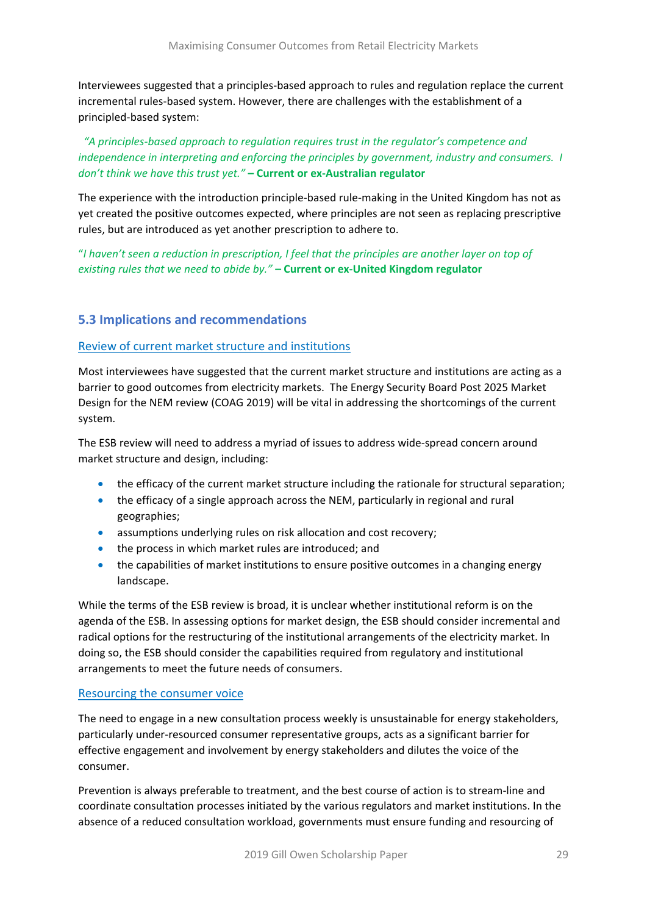Interviewees suggested that a principles-based approach to rules and regulation replace the current incremental rules-based system. However, there are challenges with the establishment of a principled-based system:

*"A principles-based approach to regulation requires trust in the regulator's competence and independence in interpreting and enforcing the principles by government, industry and consumers. I don't think we have this trust yet."* **– Current or ex-Australian regulator**

The experience with the introduction principle-based rule-making in the United Kingdom has not as yet created the positive outcomes expected, where principles are not seen as replacing prescriptive rules, but are introduced as yet another prescription to adhere to.

*"I haven't seen a reduction in prescription, I feel that the principles are another layer on top of existing rules that we need to abide by."* **– Current or ex-United Kingdom regulator**

## 5.3 Implications and recommendations

### Review of current market structure and institutions

Most interviewees have suggested that the current market structure and institutions are acting as a barrier to good outcomes from electricity markets. The Energy Security Board Post 2025 Market Design for the NEM review (COAG 2019) will be vital in addressing the shortcomings of the current system.

The ESB review will need to address a myriad of issues to address wide-spread concern around market structure and design, including:

- the efficacy of the current market structure including the rationale for structural separation;
- the efficacy of a single approach across the NEM, particularly in regional and rural geographies;
- assumptions underlying rules on risk allocation and cost recovery;
- the process in which market rules are introduced; and
- the capabilities of market institutions to ensure positive outcomes in a changing energy landscape.

While the terms of the ESB review is broad, it is unclear whether institutional reform is on the agenda of the ESB. In assessing options for market design, the ESB should consider incremental and radical options for the restructuring of the institutional arrangements of the electricity market. In doing so, the ESB should consider the capabilities required from regulatory and institutional arrangements to meet the future needs of consumers.

### Resourcing the consumer voice

The need to engage in a new consultation process weekly is unsustainable for energy stakeholders, particularly under-resourced consumer representative groups, acts as a significant barrier for effective engagement and involvement by energy stakeholders and dilutes the voice of the consumer.

Prevention is always preferable to treatment, and the best course of action is to stream-line and coordinate consultation processes initiated by the various regulators and market institutions. In the absence of a reduced consultation workload, governments must ensure funding and resourcing of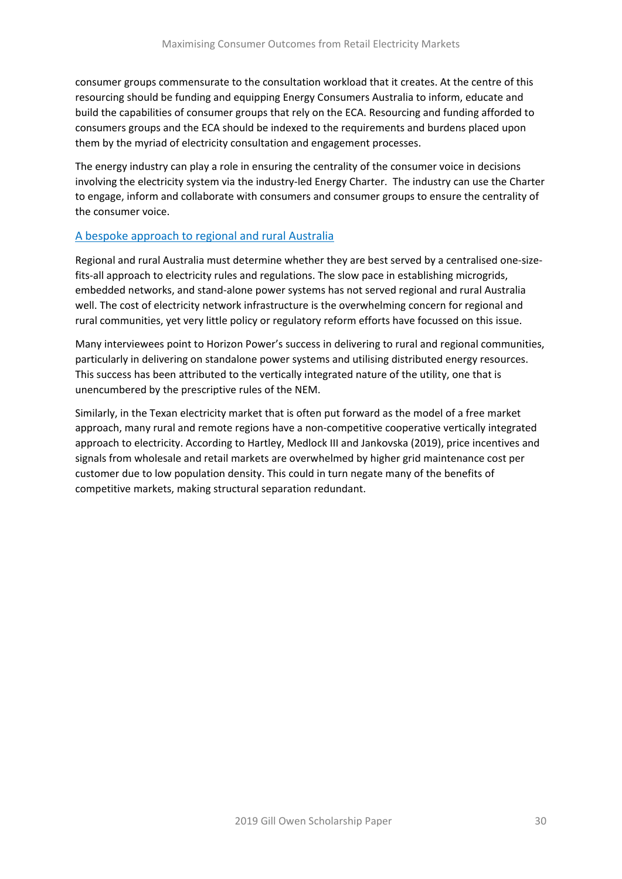consumer groups commensurate to the consultation workload that it creates. At the centre of this resourcing should be funding and equipping Energy Consumers Australia to inform, educate and build the capabilities of consumer groups that rely on the ECA. Resourcing and funding afforded to consumers groups and the ECA should be indexed to the requirements and burdens placed upon them by the myriad of electricity consultation and engagement processes.

The energy industry can play a role in ensuring the centrality of the consumer voice in decisions involving the electricity system via the industry-led Energy Charter. The industry can use the Charter to engage, inform and collaborate with consumers and consumer groups to ensure the centrality of the consumer voice.

### A bespoke approach to regional and rural Australia

Regional and rural Australia must determine whether they are best served by a centralised one-size-fits-all approach to electricity rules and regulations. The slow pace in establishing microgrids, embedded networks, and stand-alone power systems has not served regional and rural Australia well. The cost of electricity network infrastructure is the overwhelming concern for regional and rural communities, yet very little policy or regulatory reform efforts have focussed on this issue.

Many interviewees point to Horizon Power's success in delivering to rural and regional communities, particularly in delivering on standalone power systems and utilising distributed energy resources. This success has been attributed to the vertically integrated nature of the utility, one that is unencumbered by the prescriptive rules of the NEM.

Similarly, in the Texan electricity market that is often put forward as the model of a free market approach, many rural and remote regions have a non-competitive cooperative vertically integrated approach to electricity. According to Hartley, Medlock III and Jankovska (2019), price incentives and signals from wholesale and retail markets are overwhelmed by higher grid maintenance cost per customer due to low population density. This could in turn negate many of the benefits of competitive markets, making structural separation redundant.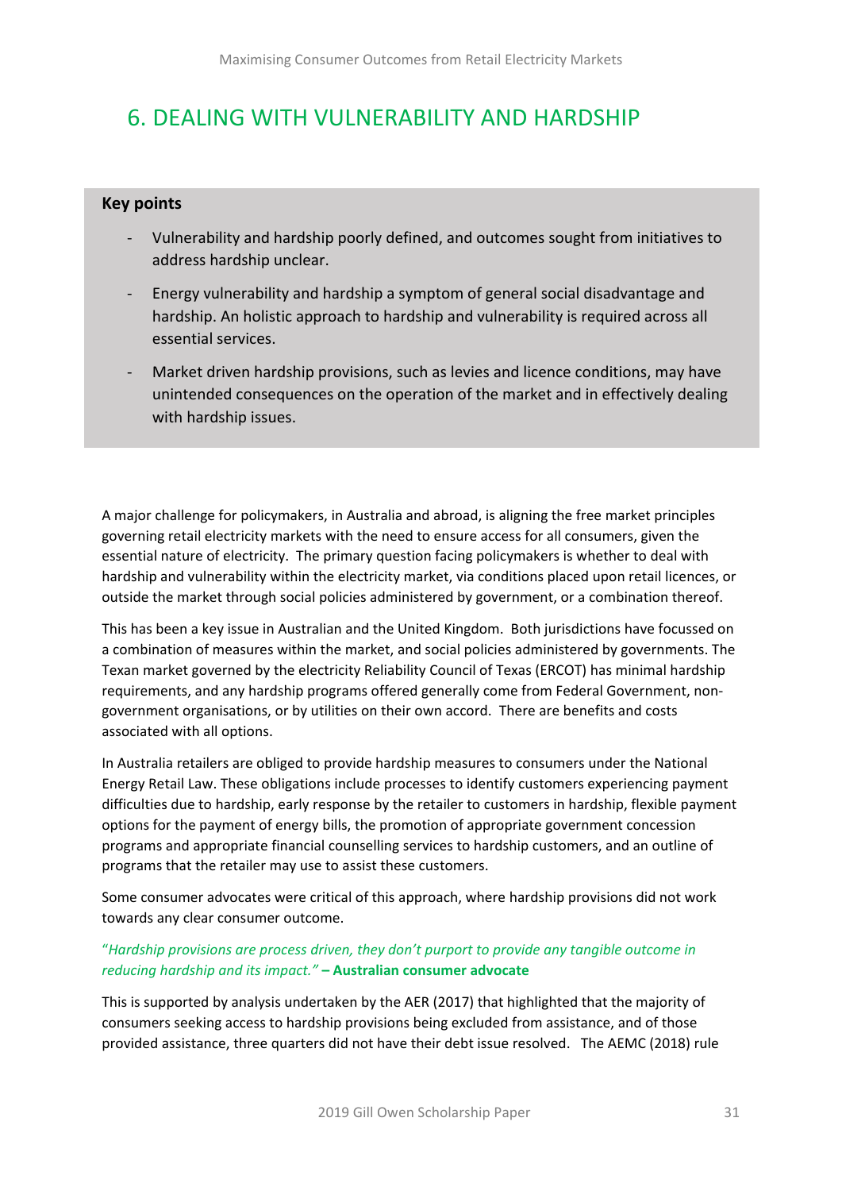# 6. DEALING WITH VULNERABILITY AND HARDSHIP

**Key points**

- Vulnerability and hardship poorly defined, and outcomes sought from initiatives to address hardship unclear.
- Energy vulnerability and hardship a symptom of general social disadvantage and hardship. An holistic approach to hardship and vulnerability is required across all essential services.
- Market driven hardship provisions, such as levies and licence conditions, may have unintended consequences on the operation of the market and in effectively dealing with hardship issues.

A major challenge for policymakers, in Australia and abroad, is aligning the free market principles governing retail electricity markets with the need to ensure access for all consumers, given the essential nature of electricity. The primary question facing policymakers is whether to deal with hardship and vulnerability within the electricity market, via conditions placed upon retail licences, or outside the market through social policies administered by government, or a combination thereof.

This has been a key issue in Australian and the United Kingdom. Both jurisdictions have focussed on a combination of measures within the market, and social policies administered by governments. The Texan market governed by the electricity Reliability Council of Texas (ERCOT) has minimal hardship requirements, and any hardship programs offered generally come from Federal Government, non-government organisations, or by utilities on their own accord. There are benefits and costs associated with all options.

In Australia retailers are obliged to provide hardship measures to consumers under the National Energy Retail Law. These obligations include processes to identify customers experiencing payment difficulties due to hardship, early response by the retailer to customers in hardship, flexible payment options for the payment of energy bills, the promotion of appropriate government concession programs and appropriate financial counselling services to hardship customers, and an outline of programs that the retailer may use to assist these customers.

Some consumer advocates were critical of this approach, where hardship provisions did not work towards any clear consumer outcome.

"*Hardship provisions are process driven, they don't purport to provide any tangible outcome in reducing hardship and its impact."* **– Australian consumer advocate**

This is supported by analysis undertaken by the AER (2017) that highlighted that the majority of consumers seeking access to hardship provisions being excluded from assistance, and of those provided assistance, three quarters did not have their debt issue resolved. The AEMC (2018) rule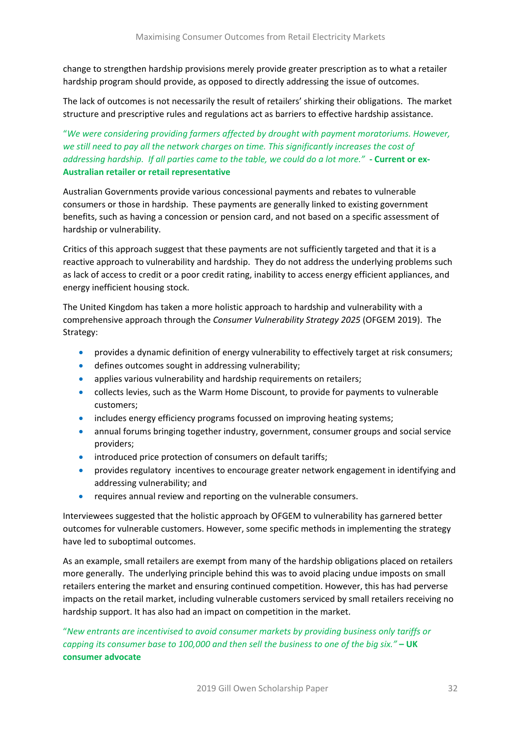change to strengthen hardship provisions merely provide greater prescription as to what a retailer hardship program should provide, as opposed to directly addressing the issue of outcomes.

The lack of outcomes is not necessarily the result of retailers' shirking their obligations. The market structure and prescriptive rules and regulations act as barriers to effective hardship assistance.

"*We were considering providing farmers affected by drought with payment moratoriums. However, we still need to pay all the network charges on time. This significantly increases the cost of addressing hardship. If all parties came to the table, we could do a lot more.*" **- Current or ex-Australian retailer or retail representative**

Australian Governments provide various concessional payments and rebates to vulnerable consumers or those in hardship. These payments are generally linked to existing government benefits, such as having a concession or pension card, and not based on a specific assessment of hardship or vulnerability.

Critics of this approach suggest that these payments are not sufficiently targeted and that it is a reactive approach to vulnerability and hardship. They do not address the underlying problems such as lack of access to credit or a poor credit rating, inability to access energy efficient appliances, and energy inefficient housing stock.

The United Kingdom has taken a more holistic approach to hardship and vulnerability with a comprehensive approach through the *Consumer Vulnerability Strategy 2025* (OFGEM 2019). The Strategy:

- provides a dynamic definition of energy vulnerability to effectively target at risk consumers;
- defines outcomes sought in addressing vulnerability;
- applies various vulnerability and hardship requirements on retailers;
- collects levies, such as the Warm Home Discount, to provide for payments to vulnerable customers;
- includes energy efficiency programs focussed on improving heating systems;
- annual forums bringing together industry, government, consumer groups and social service providers;
- introduced price protection of consumers on default tariffs;
- provides regulatory incentives to encourage greater network engagement in identifying and addressing vulnerability; and
- requires annual review and reporting on the vulnerable consumers.

Interviewees suggested that the holistic approach by OFGEM to vulnerability has garnered better outcomes for vulnerable customers. However, some specific methods in implementing the strategy have led to suboptimal outcomes.

As an example, small retailers are exempt from many of the hardship obligations placed on retailers more generally. The underlying principle behind this was to avoid placing undue imposts on small retailers entering the market and ensuring continued competition. However, this has had perverse impacts on the retail market, including vulnerable customers serviced by small retailers receiving no hardship support. It has also had an impact on competition in the market.

"*New entrants are incentivised to avoid consumer markets by providing business only tariffs or capping its consumer base to 100,000 and then sell the business to one of the big six.*" **– UK consumer advocate**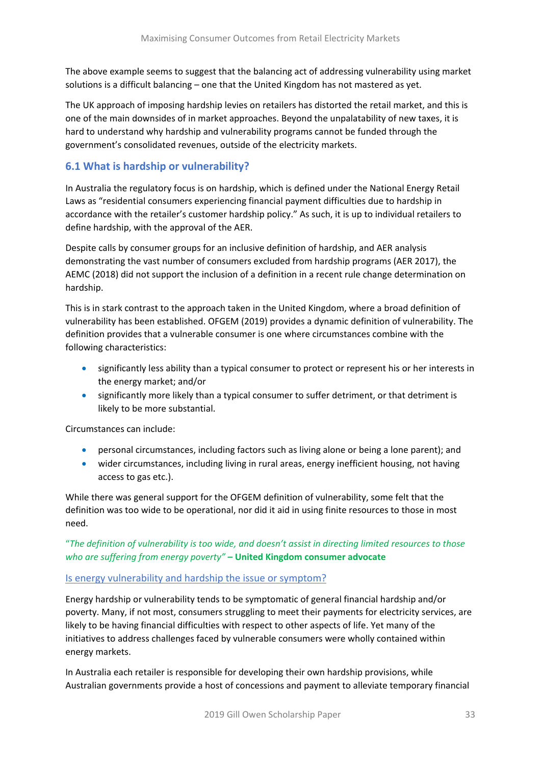The above example seems to suggest that the balancing act of addressing vulnerability using market solutions is a difficult balancing – one that the United Kingdom has not mastered as yet.

The UK approach of imposing hardship levies on retailers has distorted the retail market, and this is one of the main downsides of in market approaches. Beyond the unpalatability of new taxes, it is hard to understand why hardship and vulnerability programs cannot be funded through the government's consolidated revenues, outside of the electricity markets.

## 6.1 What is hardship or vulnerability?

In Australia the regulatory focus is on hardship, which is defined under the National Energy Retail Laws as "residential consumers experiencing financial payment difficulties due to hardship in accordance with the retailer's customer hardship policy." As such, it is up to individual retailers to define hardship, with the approval of the AER.

Despite calls by consumer groups for an inclusive definition of hardship, and AER analysis demonstrating the vast number of consumers excluded from hardship programs (AER 2017), the AEMC (2018) did not support the inclusion of a definition in a recent rule change determination on hardship.

This is in stark contrast to the approach taken in the United Kingdom, where a broad definition of vulnerability has been established. OFGEM (2019) provides a dynamic definition of vulnerability. The definition provides that a vulnerable consumer is one where circumstances combine with the following characteristics:

- significantly less ability than a typical consumer to protect or represent his or her interests in the energy market; and/or
- significantly more likely than a typical consumer to suffer detriment, or that detriment is likely to be more substantial.

Circumstances can include:

- personal circumstances, including factors such as living alone or being a lone parent); and
- wider circumstances, including living in rural areas, energy inefficient housing, not having access to gas etc.).

While there was general support for the OFGEM definition of vulnerability, some felt that the definition was too wide to be operational, nor did it aid in using finite resources to those in most need.

"*The definition of vulnerability is too wide, and doesn't assist in directing limited resources to those who are suffering from energy poverty*" **– United Kingdom consumer advocate**

### Is energy vulnerability and hardship the issue or symptom?

Energy hardship or vulnerability tends to be symptomatic of general financial hardship and/or poverty. Many, if not most, consumers struggling to meet their payments for electricity services, are likely to be having financial difficulties with respect to other aspects of life. Yet many of the initiatives to address challenges faced by vulnerable consumers were wholly contained within energy markets.

In Australia each retailer is responsible for developing their own hardship provisions, while Australian governments provide a host of concessions and payment to alleviate temporary financial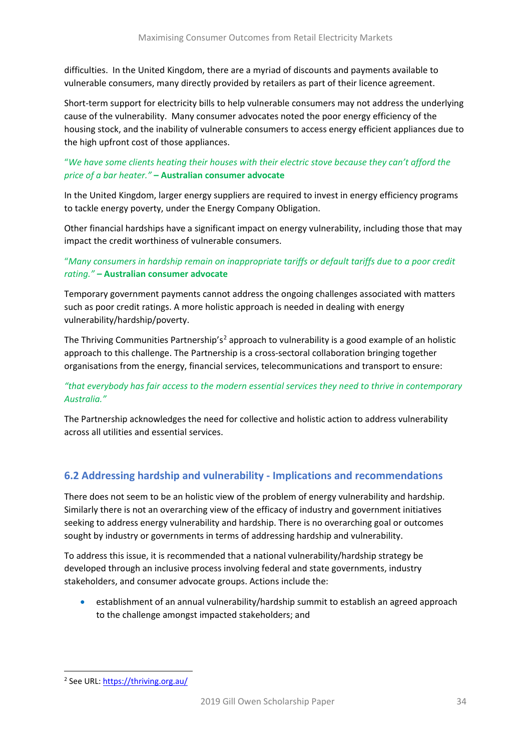difficulties. In the United Kingdom, there are a myriad of discounts and payments available to vulnerable consumers, many directly provided by retailers as part of their licence agreement.

Short-term support for electricity bills to help vulnerable consumers may not address the underlying cause of the vulnerability. Many consumer advocates noted the poor energy efficiency of the housing stock, and the inability of vulnerable consumers to access energy efficient appliances due to the high upfront cost of those appliances.

"*We have some clients heating their houses with their electric stove because they can't afford the price of a bar heater.*" **– Australian consumer advocate**

In the United Kingdom, larger energy suppliers are required to invest in energy efficiency programs to tackle energy poverty, under the Energy Company Obligation.

Other financial hardships have a significant impact on energy vulnerability, including those that may impact the credit worthiness of vulnerable consumers.

"*Many consumers in hardship remain on inappropriate tariffs or default tariffs due to a poor credit rating.*" **– Australian consumer advocate**

Temporary government payments cannot address the ongoing challenges associated with matters such as poor credit ratings. A more holistic approach is needed in dealing with energy vulnerability/hardship/poverty.

The Thriving Communities Partnership's[2] approach to vulnerability is a good example of an holistic approach to this challenge. The Partnership is a cross-sectoral collaboration bringing together organisations from the energy, financial services, telecommunications and transport to ensure:

*"that everybody has fair access to the modern essential services they need to thrive in contemporary Australia."*

The Partnership acknowledges the need for collective and holistic action to address vulnerability across all utilities and essential services.

## 6.2 Addressing hardship and vulnerability - Implications and recommendations

There does not seem to be an holistic view of the problem of energy vulnerability and hardship. Similarly there is not an overarching view of the efficacy of industry and government initiatives seeking to address energy vulnerability and hardship. There is no overarching goal or outcomes sought by industry or governments in terms of addressing hardship and vulnerability.

To address this issue, it is recommended that a national vulnerability/hardship strategy be developed through an inclusive process involving federal and state governments, industry stakeholders, and consumer advocate groups. Actions include the:

- establishment of an annual vulnerability/hardship summit to establish an agreed approach to the challenge amongst impacted stakeholders; and

[2] See URL: https://thriving.org.au/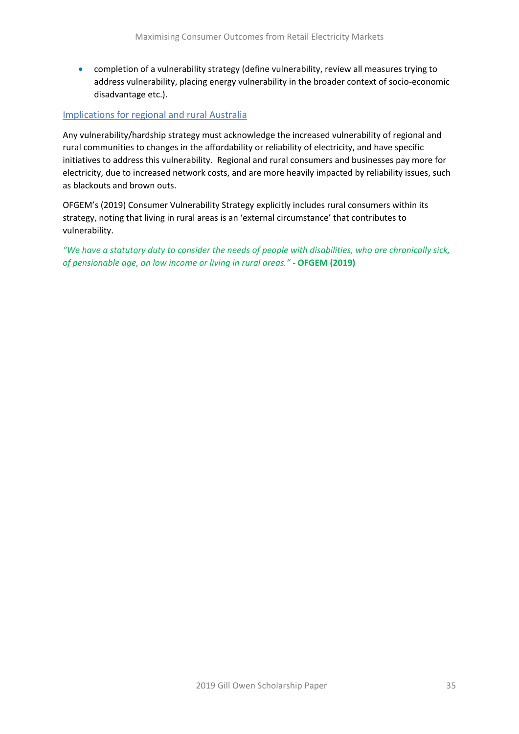- completion of a vulnerability strategy (define vulnerability, review all measures trying to address vulnerability, placing energy vulnerability in the broader context of socio-economic disadvantage etc.).

### Implications for regional and rural Australia

Any vulnerability/hardship strategy must acknowledge the increased vulnerability of regional and rural communities to changes in the affordability or reliability of electricity, and have specific initiatives to address this vulnerability. Regional and rural consumers and businesses pay more for electricity, due to increased network costs, and are more heavily impacted by reliability issues, such as blackouts and brown outs.

OFGEM's (2019) Consumer Vulnerability Strategy explicitly includes rural consumers within its strategy, noting that living in rural areas is an 'external circumstance' that contributes to vulnerability.

*"We have a statutory duty to consider the needs of people with disabilities, who are chronically sick, of pensionable age, on low income or living in rural areas."* **- OFGEM (2019)**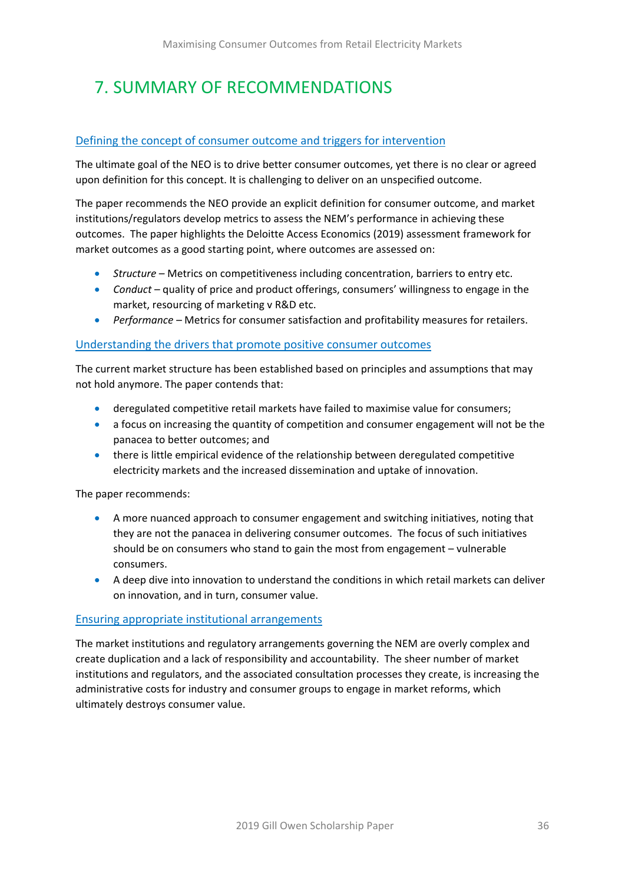# 7. SUMMARY OF RECOMMENDATIONS

### Defining the concept of consumer outcome and triggers for intervention

The ultimate goal of the NEO is to drive better consumer outcomes, yet there is no clear or agreed upon definition for this concept. It is challenging to deliver on an unspecified outcome.

The paper recommends the NEO provide an explicit definition for consumer outcome, and market institutions/regulators develop metrics to assess the NEM's performance in achieving these outcomes. The paper highlights the Deloitte Access Economics (2019) assessment framework for market outcomes as a good starting point, where outcomes are assessed on:

- *Structure* – Metrics on competitiveness including concentration, barriers to entry etc.
- *Conduct* – quality of price and product offerings, consumers' willingness to engage in the market, resourcing of marketing v R&D etc.
- *Performance* – Metrics for consumer satisfaction and profitability measures for retailers.

### Understanding the drivers that promote positive consumer outcomes

The current market structure has been established based on principles and assumptions that may not hold anymore. The paper contends that:

- deregulated competitive retail markets have failed to maximise value for consumers;
- a focus on increasing the quantity of competition and consumer engagement will not be the panacea to better outcomes; and
- there is little empirical evidence of the relationship between deregulated competitive electricity markets and the increased dissemination and uptake of innovation.

The paper recommends:

- A more nuanced approach to consumer engagement and switching initiatives, noting that they are not the panacea in delivering consumer outcomes. The focus of such initiatives should be on consumers who stand to gain the most from engagement – vulnerable consumers.
- A deep dive into innovation to understand the conditions in which retail markets can deliver on innovation, and in turn, consumer value.

### Ensuring appropriate institutional arrangements

The market institutions and regulatory arrangements governing the NEM are overly complex and create duplication and a lack of responsibility and accountability. The sheer number of market institutions and regulators, and the associated consultation processes they create, is increasing the administrative costs for industry and consumer groups to engage in market reforms, which ultimately destroys consumer value.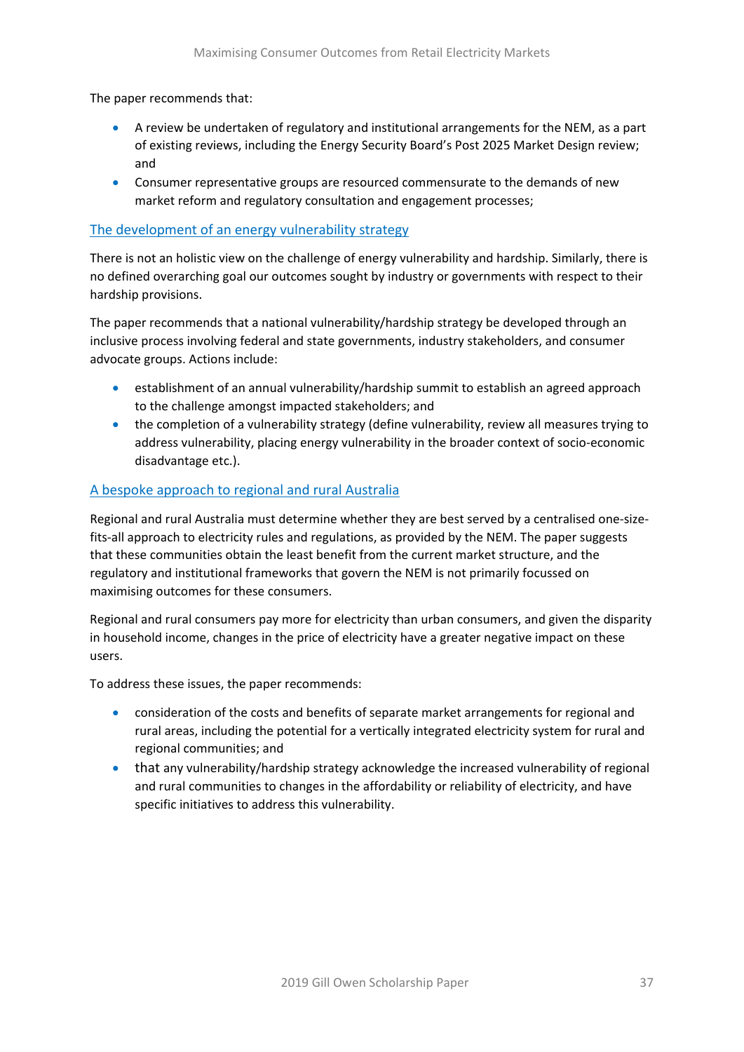The paper recommends that:

- A review be undertaken of regulatory and institutional arrangements for the NEM, as a part of existing reviews, including the Energy Security Board's Post 2025 Market Design review; and
- Consumer representative groups are resourced commensurate to the demands of new market reform and regulatory consultation and engagement processes;

### The development of an energy vulnerability strategy

There is not an holistic view on the challenge of energy vulnerability and hardship. Similarly, there is no defined overarching goal our outcomes sought by industry or governments with respect to their hardship provisions.

The paper recommends that a national vulnerability/hardship strategy be developed through an inclusive process involving federal and state governments, industry stakeholders, and consumer advocate groups. Actions include:

- establishment of an annual vulnerability/hardship summit to establish an agreed approach to the challenge amongst impacted stakeholders; and
- the completion of a vulnerability strategy (define vulnerability, review all measures trying to address vulnerability, placing energy vulnerability in the broader context of socio-economic disadvantage etc.).

### A bespoke approach to regional and rural Australia

Regional and rural Australia must determine whether they are best served by a centralised one-size-fits-all approach to electricity rules and regulations, as provided by the NEM. The paper suggests that these communities obtain the least benefit from the current market structure, and the regulatory and institutional frameworks that govern the NEM is not primarily focussed on maximising outcomes for these consumers.

Regional and rural consumers pay more for electricity than urban consumers, and given the disparity in household income, changes in the price of electricity have a greater negative impact on these users.

To address these issues, the paper recommends:

- consideration of the costs and benefits of separate market arrangements for regional and rural areas, including the potential for a vertically integrated electricity system for rural and regional communities; and
- that any vulnerability/hardship strategy acknowledge the increased vulnerability of regional and rural communities to changes in the affordability or reliability of electricity, and have specific initiatives to address this vulnerability.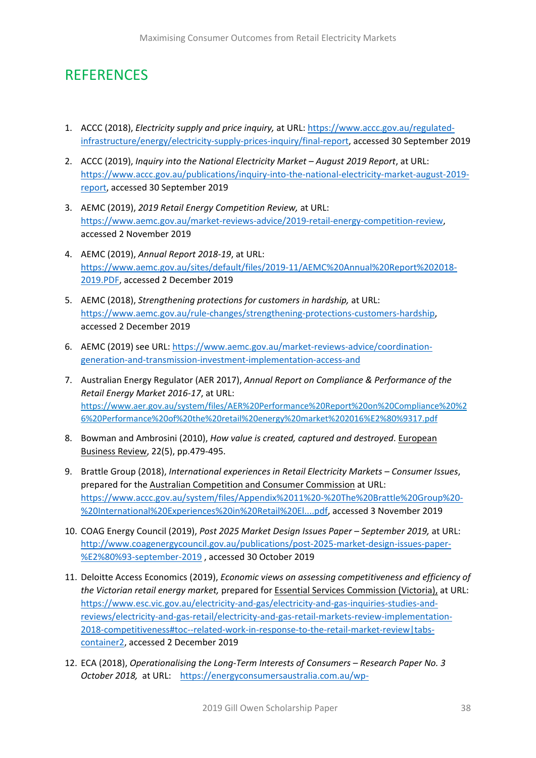# REFERENCES

1. ACCC (2018), *Electricity supply and price inquiry,* at URL: https://www.accc.gov.au/regulated-infrastructure/energy/electricity-supply-prices-inquiry/final-report, accessed 30 September 2019

2. ACCC (2019), *Inquiry into the National Electricity Market – August 2019 Report*, at URL: https://www.accc.gov.au/publications/inquiry-into-the-national-electricity-market-august-2019-report, accessed 30 September 2019

3. AEMC (2019), *2019 Retail Energy Competition Review,* at URL: https://www.aemc.gov.au/market-reviews-advice/2019-retail-energy-competition-review, accessed 2 November 2019

4. AEMC (2019), *Annual Report 2018-19*, at URL: https://www.aemc.gov.au/sites/default/files/2019-11/AEMC%20Annual%20Report%202018-2019.PDF, accessed 2 December 2019

5. AEMC (2018), *Strengthening protections for customers in hardship,* at URL: https://www.aemc.gov.au/rule-changes/strengthening-protections-customers-hardship, accessed 2 December 2019

6. AEMC (2019) see URL: https://www.aemc.gov.au/market-reviews-advice/coordination-generation-and-transmission-investment-implementation-access-and

7. Australian Energy Regulator (AER 2017), *Annual Report on Compliance & Performance of the Retail Energy Market 2016-17*, at URL: https://www.aer.gov.au/system/files/AER%20Performance%20Report%20on%20Compliance%20%26%20Performance%20of%20the%20retail%20energy%20market%202016%E2%80%9317.pdf

8. Bowman and Ambrosini (2010), *How value is created, captured and destroyed*. European Business Review, 22(5), pp.479-495.

9. Brattle Group (2018), *International experiences in Retail Electricity Markets – Consumer Issues*, prepared for the Australian Competition and Consumer Commission at URL: https://www.accc.gov.au/system/files/Appendix%2011%20-%20The%20Brattle%20Group%20-%20International%20Experiences%20in%20Retail%20El....pdf, accessed 3 November 2019

10. COAG Energy Council (2019), *Post 2025 Market Design Issues Paper – September 2019,* at URL: http://www.coagenergycouncil.gov.au/publications/post-2025-market-design-issues-paper-%E2%80%93-september-2019 , accessed 30 October 2019

11. Deloitte Access Economics (2019), *Economic views on assessing competitiveness and efficiency of the Victorian retail energy market,* prepared for Essential Services Commission (Victoria), at URL: https://www.esc.vic.gov.au/electricity-and-gas/electricity-and-gas-inquiries-studies-and-reviews/electricity-and-gas-retail/electricity-and-gas-retail-markets-review-implementation-2018-competitiveness#toc--related-work-in-response-to-the-retail-market-review|tabs-container2, accessed 2 December 2019

12. ECA (2018), *Operationalising the Long-Term Interests of Consumers – Research Paper No. 3 October 2018,* at URL: https://energyconsumersaustralia.com.au/wp-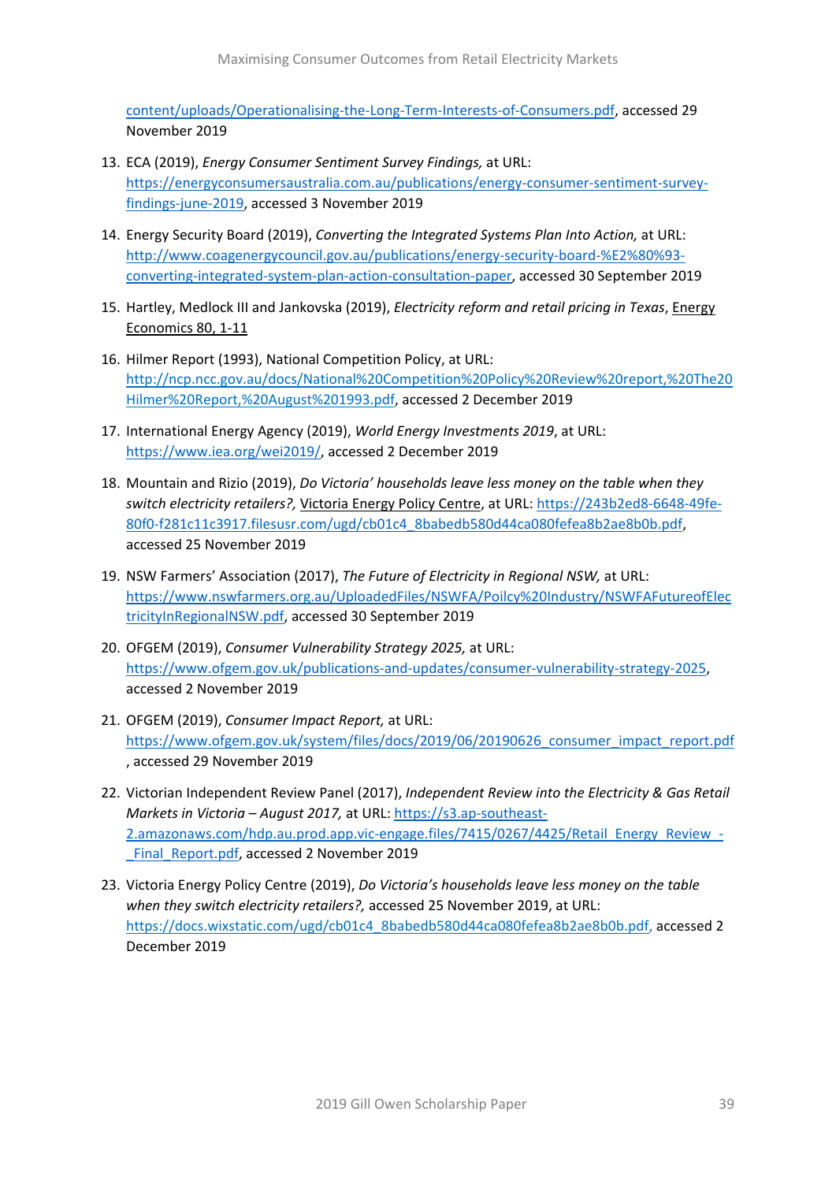content/uploads/Operationalising-the-Long-Term-Interests-of-Consumers.pdf, accessed 29 November 2019

13. ECA (2019), *Energy Consumer Sentiment Survey Findings,* at URL: https://energyconsumersaustralia.com.au/publications/energy-consumer-sentiment-survey-findings-june-2019, accessed 3 November 2019

14. Energy Security Board (2019), *Converting the Integrated Systems Plan Into Action,* at URL: http://www.coagenergycouncil.gov.au/publications/energy-security-board-%E2%80%93-converting-integrated-system-plan-action-consultation-paper, accessed 30 September 2019

15. Hartley, Medlock III and Jankovska (2019), *Electricity reform and retail pricing in Texas*, Energy Economics 80, 1-11

16. Hilmer Report (1993), National Competition Policy, at URL: http://ncp.ncc.gov.au/docs/National%20Competition%20Policy%20Review%20report,%20The20Hilmer%20Report,%20August%201993.pdf, accessed 2 December 2019

17. International Energy Agency (2019), *World Energy Investments 2019*, at URL: https://www.iea.org/wei2019/, accessed 2 December 2019

18. Mountain and Rizio (2019), *Do Victoria' households leave less money on the table when they switch electricity retailers?,* Victoria Energy Policy Centre, at URL: https://243b2ed8-6648-49fe-80f0-f281c11c3917.filesusr.com/ugd/cb01c4_8babedb580d44ca080fefea8b2ae8b0b.pdf, accessed 25 November 2019

19. NSW Farmers' Association (2017), *The Future of Electricity in Regional NSW,* at URL: https://www.nswfarmers.org.au/UploadedFiles/NSWFA/Poilcy%20Industry/NSWFAFutureofElectricityInRegionalNSW.pdf, accessed 30 September 2019

20. OFGEM (2019), *Consumer Vulnerability Strategy 2025,* at URL: https://www.ofgem.gov.uk/publications-and-updates/consumer-vulnerability-strategy-2025, accessed 2 November 2019

21. OFGEM (2019), *Consumer Impact Report,* at URL: https://www.ofgem.gov.uk/system/files/docs/2019/06/20190626_consumer_impact_report.pdf , accessed 29 November 2019

22. Victorian Independent Review Panel (2017), *Independent Review into the Electricity & Gas Retail Markets in Victoria – August 2017,* at URL: https://s3.ap-southeast-2.amazonaws.com/hdp.au.prod.app.vic-engage.files/7415/0267/4425/Retail_Energy_Review_-_Final_Report.pdf, accessed 2 November 2019

23. Victoria Energy Policy Centre (2019), *Do Victoria's households leave less money on the table when they switch electricity retailers?,* accessed 25 November 2019, at URL: https://docs.wixstatic.com/ugd/cb01c4_8babedb580d44ca080fefea8b2ae8b0b.pdf, accessed 2 December 2019